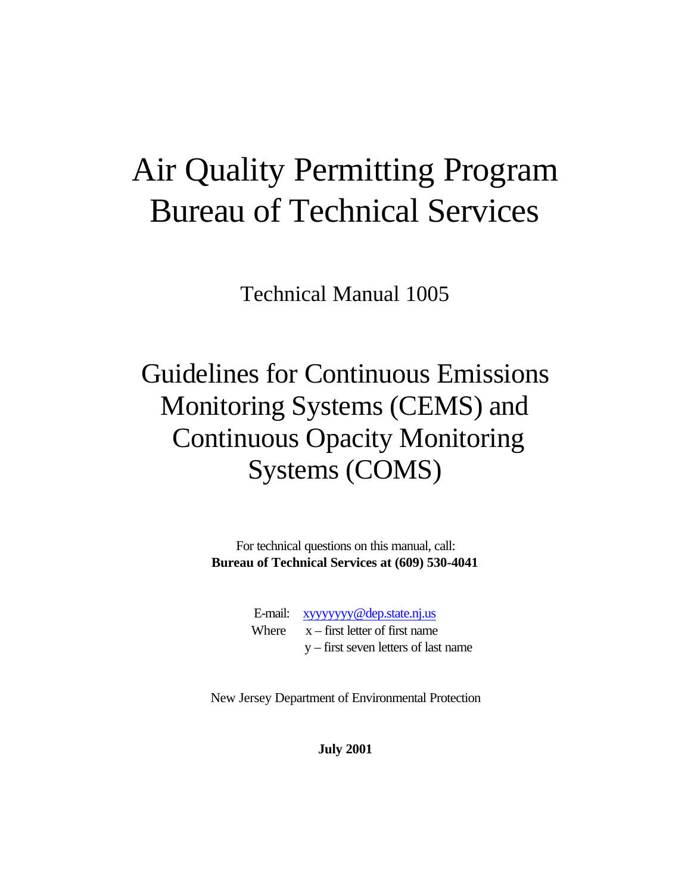# Air Quality Permitting Program
# Bureau of Technical Services

## Technical Manual 1005

# Guidelines for Continuous Emissions Monitoring Systems (CEMS) and Continuous Opacity Monitoring Systems (COMS)

For technical questions on this manual, call:
**Bureau of Technical Services at (609) 530-4041**

E-mail: xyyyyyyy@dep.state.nj.us
Where x – first letter of first name
y – first seven letters of last name

New Jersey Department of Environmental Protection

**July 2001**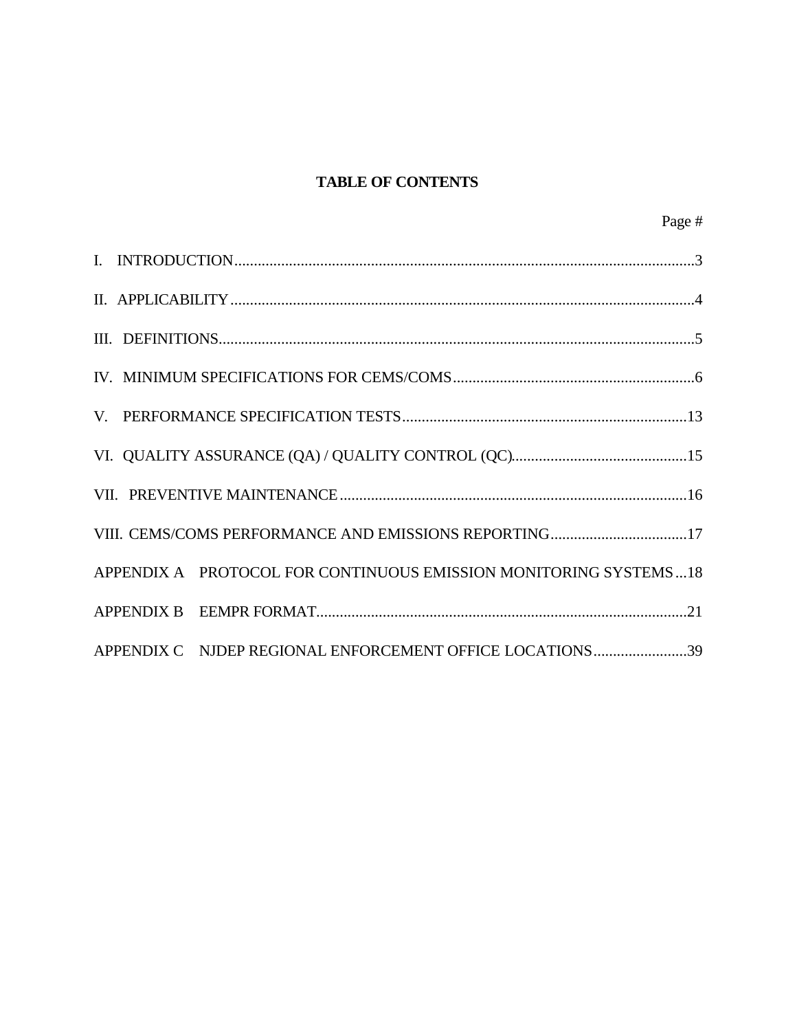# TABLE OF CONTENTS

| | Page # |
|---|---|
| I. INTRODUCTION | 3 |
| II. APPLICABILITY | 4 |
| III. DEFINITIONS | 5 |
| IV. MINIMUM SPECIFICATIONS FOR CEMS/COMS | 6 |
| V. PERFORMANCE SPECIFICATION TESTS | 13 |
| VI. QUALITY ASSURANCE (QA) / QUALITY CONTROL (QC) | 15 |
| VII. PREVENTIVE MAINTENANCE | 16 |
| VIII. CEMS/COMS PERFORMANCE AND EMISSIONS REPORTING | 17 |
| APPENDIX A PROTOCOL FOR CONTINUOUS EMISSION MONITORING SYSTEMS | 18 |
| APPENDIX B EEMPR FORMAT | 21 |
| APPENDIX C NJDEP REGIONAL ENFORCEMENT OFFICE LOCATIONS | 39 |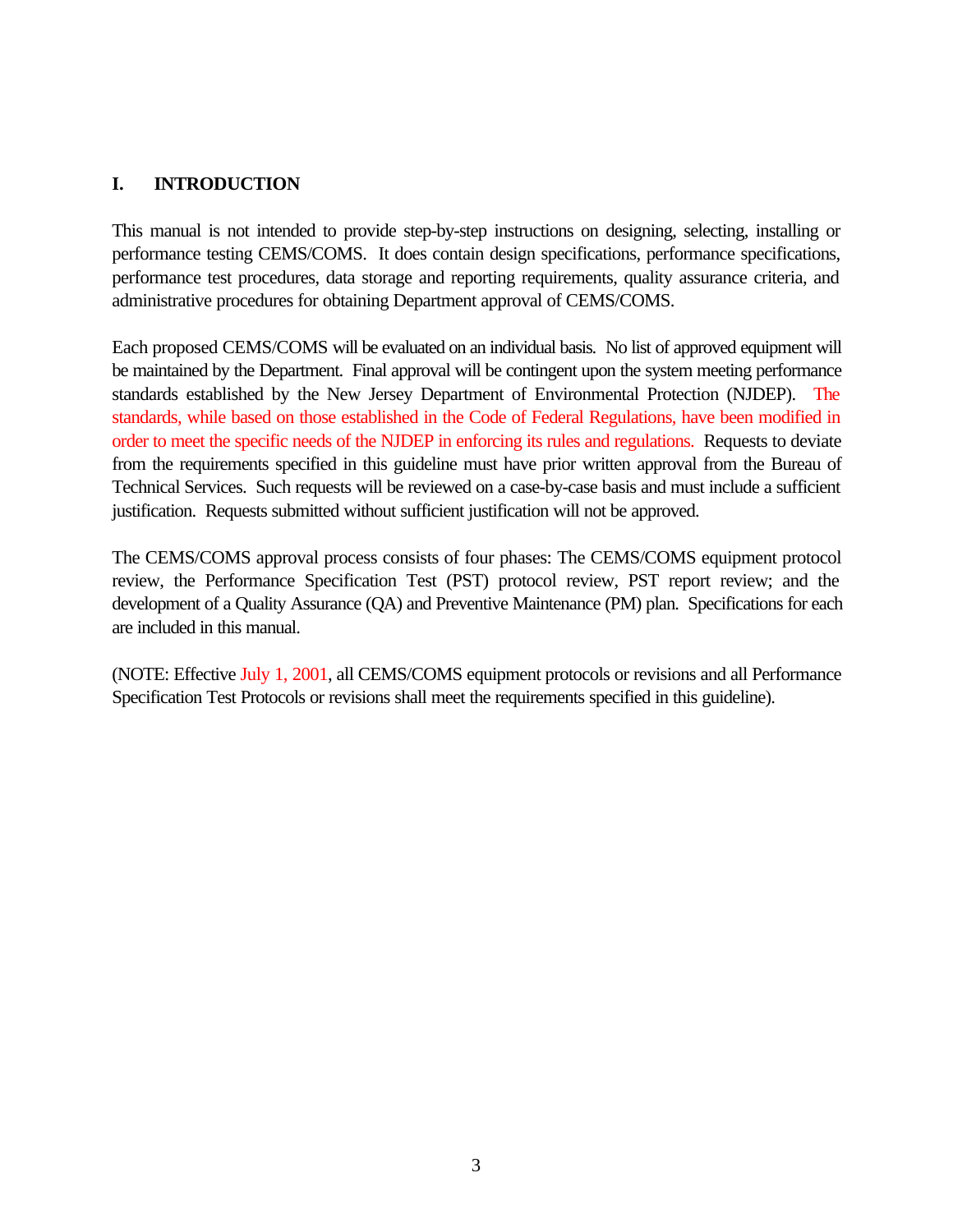## I. INTRODUCTION

This manual is not intended to provide step-by-step instructions on designing, selecting, installing or performance testing CEMS/COMS. It does contain design specifications, performance specifications, performance test procedures, data storage and reporting requirements, quality assurance criteria, and administrative procedures for obtaining Department approval of CEMS/COMS.

Each proposed CEMS/COMS will be evaluated on an individual basis. No list of approved equipment will be maintained by the Department. Final approval will be contingent upon the system meeting performance standards established by the New Jersey Department of Environmental Protection (NJDEP). The standards, while based on those established in the Code of Federal Regulations, have been modified in order to meet the specific needs of the NJDEP in enforcing its rules and regulations. Requests to deviate from the requirements specified in this guideline must have prior written approval from the Bureau of Technical Services. Such requests will be reviewed on a case-by-case basis and must include a sufficient justification. Requests submitted without sufficient justification will not be approved.

The CEMS/COMS approval process consists of four phases: The CEMS/COMS equipment protocol review, the Performance Specification Test (PST) protocol review, PST report review; and the development of a Quality Assurance (QA) and Preventive Maintenance (PM) plan. Specifications for each are included in this manual.

(NOTE: Effective July 1, 2001, all CEMS/COMS equipment protocols or revisions and all Performance Specification Test Protocols or revisions shall meet the requirements specified in this guideline).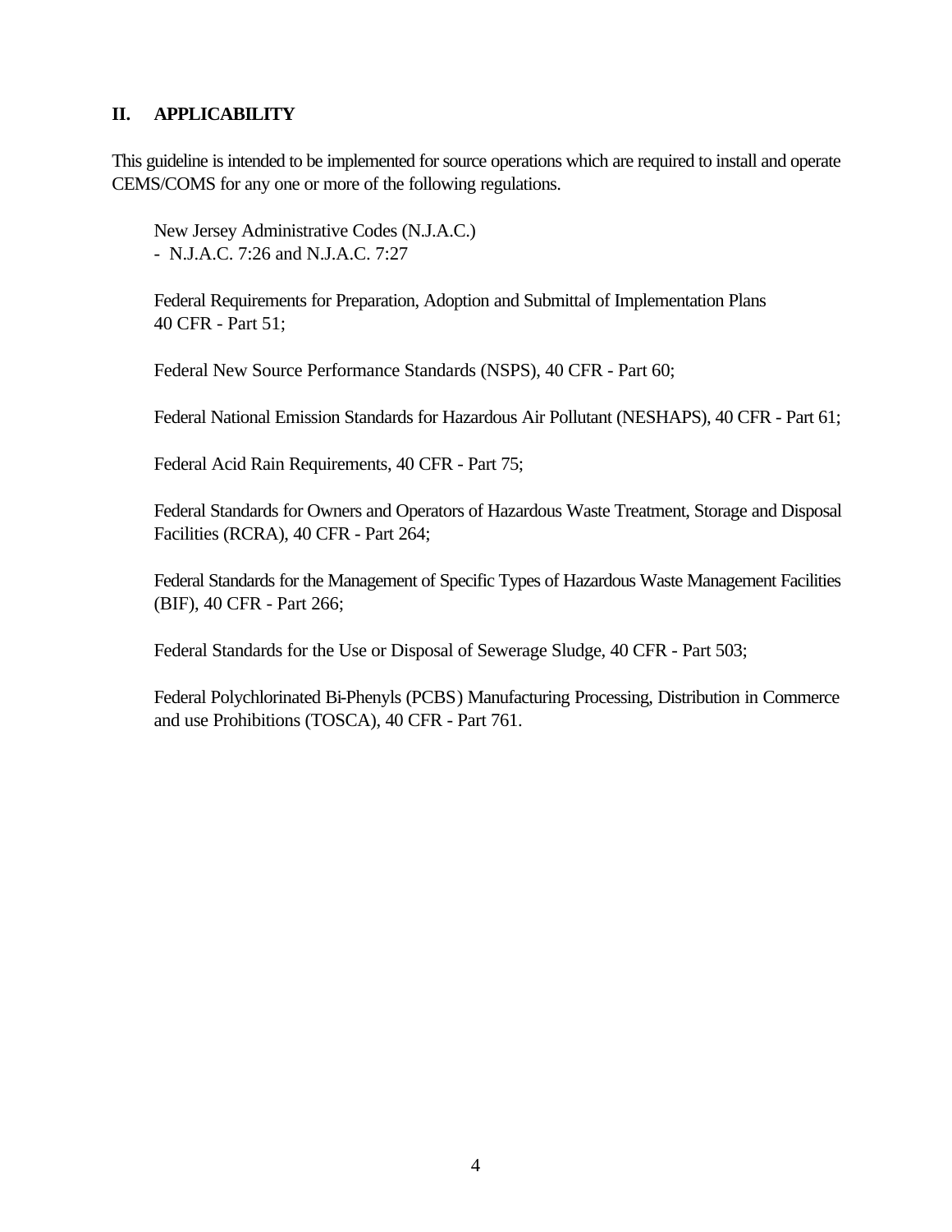## II. APPLICABILITY

This guideline is intended to be implemented for source operations which are required to install and operate CEMS/COMS for any one or more of the following regulations.

New Jersey Administrative Codes (N.J.A.C.)
- N.J.A.C. 7:26 and N.J.A.C. 7:27

Federal Requirements for Preparation, Adoption and Submittal of Implementation Plans 40 CFR - Part 51;

Federal New Source Performance Standards (NSPS), 40 CFR - Part 60;

Federal National Emission Standards for Hazardous Air Pollutant (NESHAPS), 40 CFR - Part 61;

Federal Acid Rain Requirements, 40 CFR - Part 75;

Federal Standards for Owners and Operators of Hazardous Waste Treatment, Storage and Disposal Facilities (RCRA), 40 CFR - Part 264;

Federal Standards for the Management of Specific Types of Hazardous Waste Management Facilities (BIF), 40 CFR - Part 266;

Federal Standards for the Use or Disposal of Sewerage Sludge, 40 CFR - Part 503;

Federal Polychlorinated Bi-Phenyls (PCBS) Manufacturing Processing, Distribution in Commerce and use Prohibitions (TOSCA), 40 CFR - Part 761.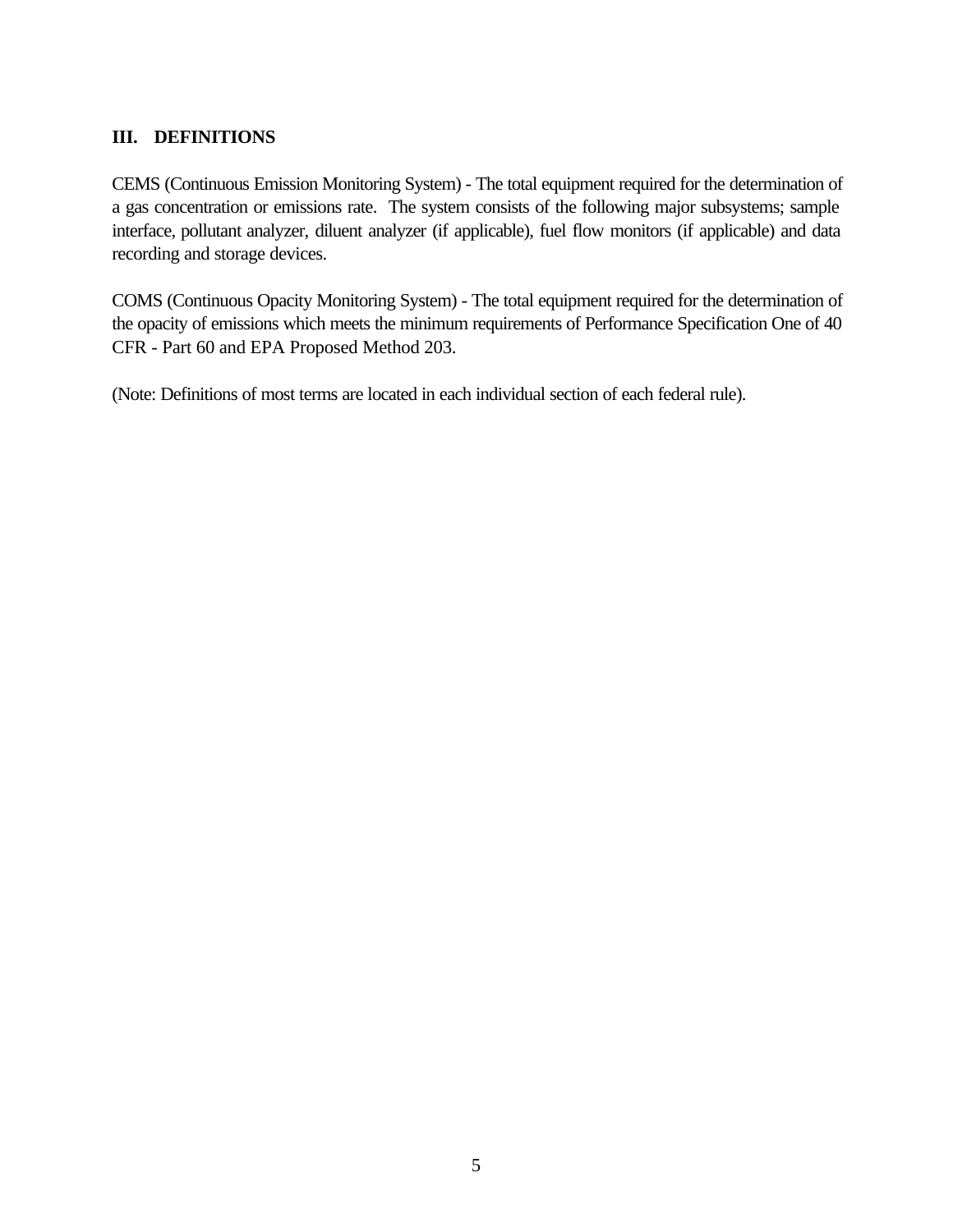## III. DEFINITIONS

CEMS (Continuous Emission Monitoring System) - The total equipment required for the determination of a gas concentration or emissions rate. The system consists of the following major subsystems; sample interface, pollutant analyzer, diluent analyzer (if applicable), fuel flow monitors (if applicable) and data recording and storage devices.

COMS (Continuous Opacity Monitoring System) - The total equipment required for the determination of the opacity of emissions which meets the minimum requirements of Performance Specification One of 40 CFR - Part 60 and EPA Proposed Method 203.

(Note: Definitions of most terms are located in each individual section of each federal rule).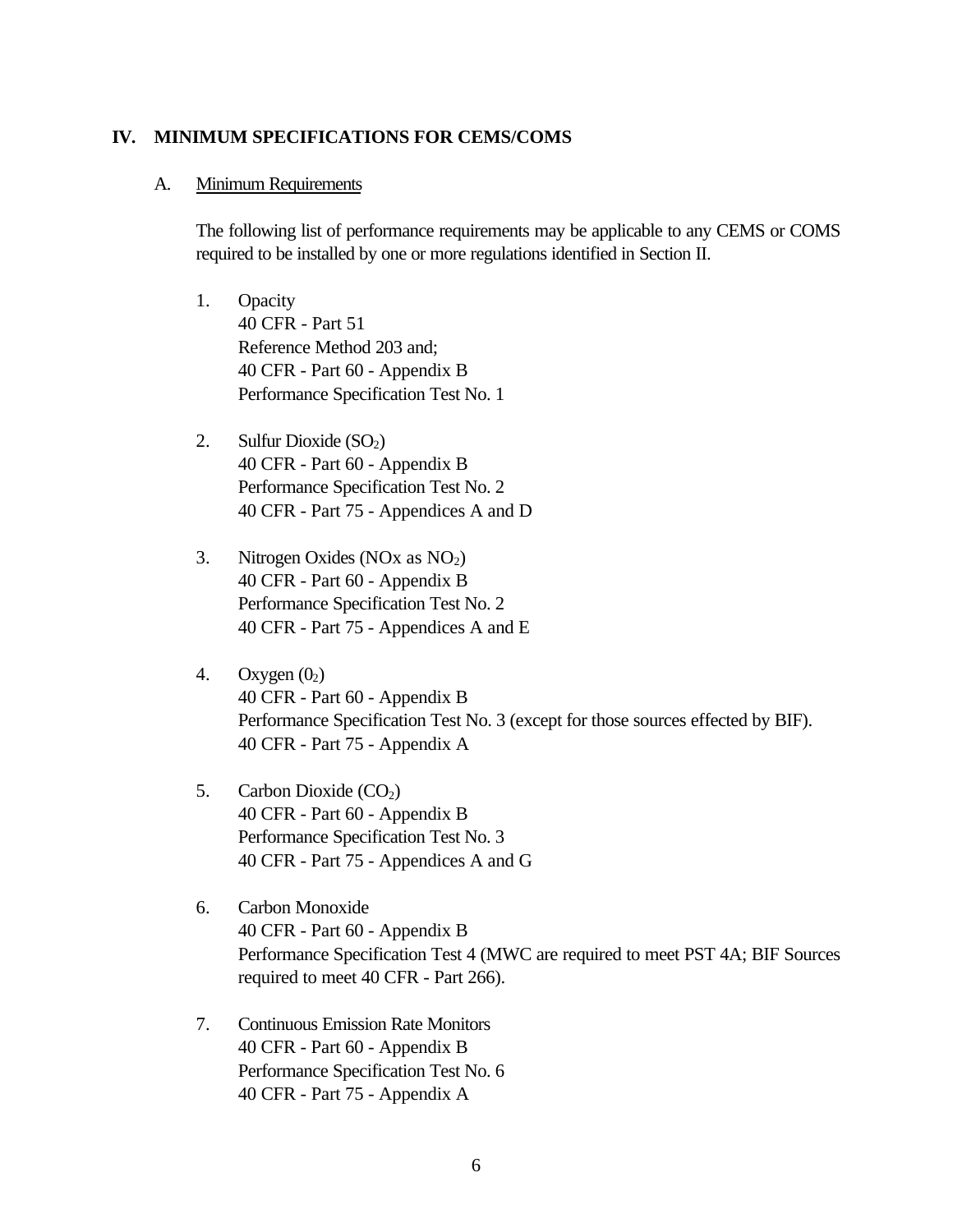## IV. MINIMUM SPECIFICATIONS FOR CEMS/COMS

### A. Minimum Requirements

The following list of performance requirements may be applicable to any CEMS or COMS required to be installed by one or more regulations identified in Section II.

1. Opacity
   40 CFR - Part 51
   Reference Method 203 and;
   40 CFR - Part 60 - Appendix B
   Performance Specification Test No. 1

2. Sulfur Dioxide ($SO_2$)
   40 CFR - Part 60 - Appendix B
   Performance Specification Test No. 2
   40 CFR - Part 75 - Appendices A and D

3. Nitrogen Oxides (NOx as $NO_2$)
   40 CFR - Part 60 - Appendix B
   Performance Specification Test No. 2
   40 CFR - Part 75 - Appendices A and E

4. Oxygen ($0_2$)
   40 CFR - Part 60 - Appendix B
   Performance Specification Test No. 3 (except for those sources effected by BIF).
   40 CFR - Part 75 - Appendix A

5. Carbon Dioxide ($CO_2$)
   40 CFR - Part 60 - Appendix B
   Performance Specification Test No. 3
   40 CFR - Part 75 - Appendices A and G

6. Carbon Monoxide
   40 CFR - Part 60 - Appendix B
   Performance Specification Test 4 (MWC are required to meet PST 4A; BIF Sources required to meet 40 CFR - Part 266).

7. Continuous Emission Rate Monitors
   40 CFR - Part 60 - Appendix B
   Performance Specification Test No. 6
   40 CFR - Part 75 - Appendix A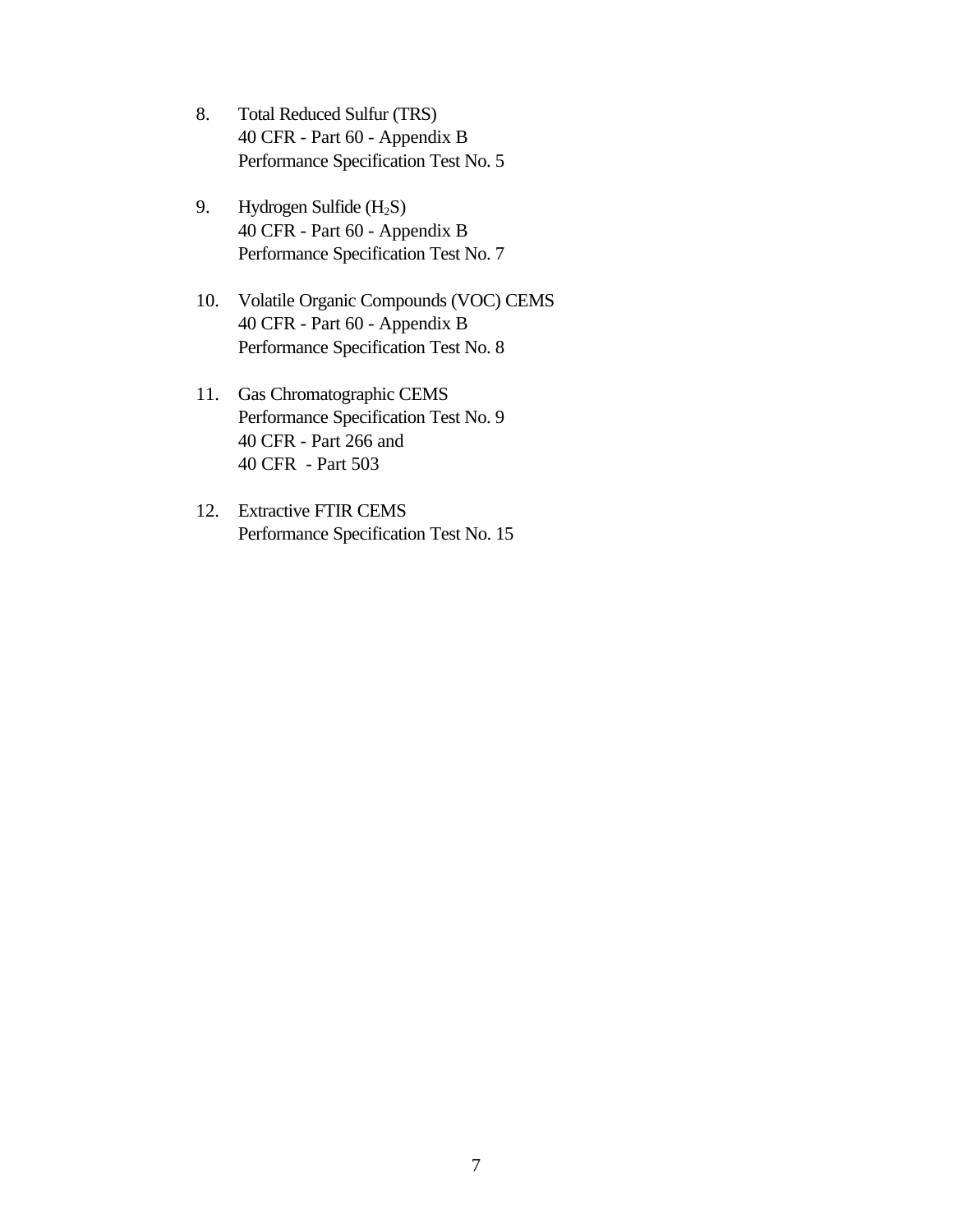8. Total Reduced Sulfur (TRS)
   40 CFR - Part 60 - Appendix B
   Performance Specification Test No. 5

9. Hydrogen Sulfide ($H_2S$)
   40 CFR - Part 60 - Appendix B
   Performance Specification Test No. 7

10. Volatile Organic Compounds (VOC) CEMS
    40 CFR - Part 60 - Appendix B
    Performance Specification Test No. 8

11. Gas Chromatographic CEMS
    Performance Specification Test No. 9
    40 CFR - Part 266 and
    40 CFR - Part 503

12. Extractive FTIR CEMS
    Performance Specification Test No. 15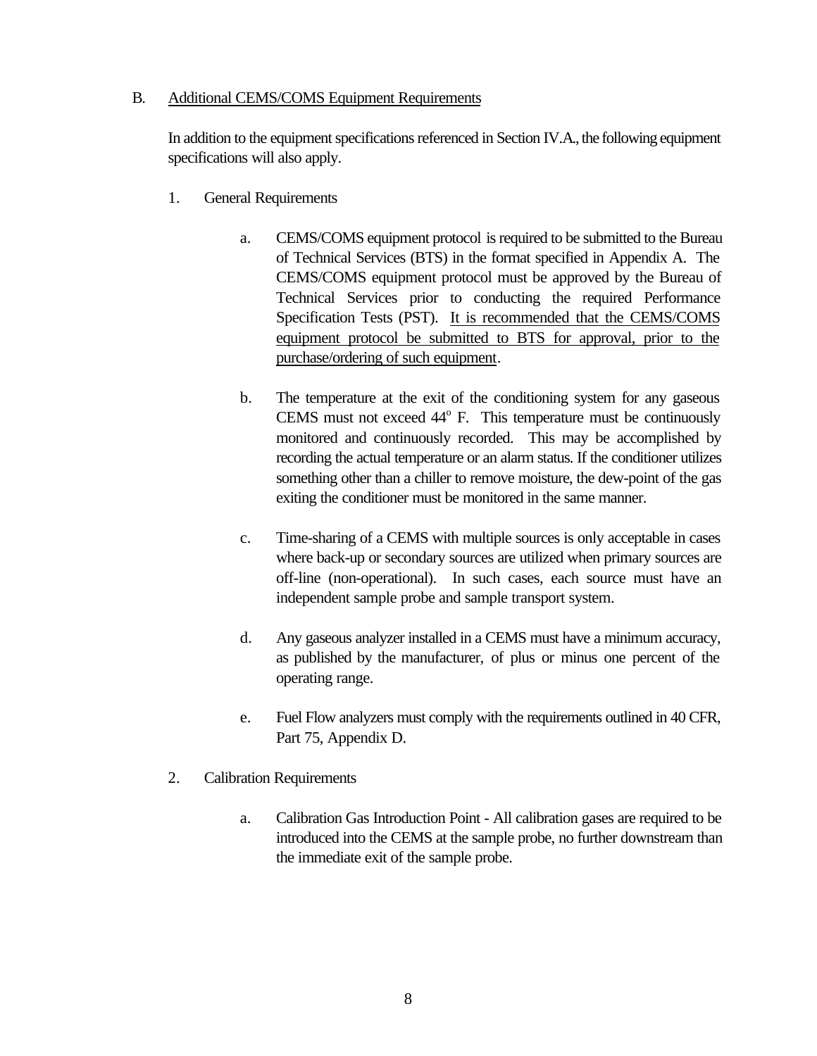## B. Additional CEMS/COMS Equipment Requirements

In addition to the equipment specifications referenced in Section IV.A., the following equipment specifications will also apply.

1. General Requirements

   a. CEMS/COMS equipment protocol is required to be submitted to the Bureau of Technical Services (BTS) in the format specified in Appendix A. The CEMS/COMS equipment protocol must be approved by the Bureau of Technical Services prior to conducting the required Performance Specification Tests (PST). It is recommended that the CEMS/COMS equipment protocol be submitted to BTS for approval, prior to the purchase/ordering of such equipment.

   b. The temperature at the exit of the conditioning system for any gaseous CEMS must not exceed 44° F. This temperature must be continuously monitored and continuously recorded. This may be accomplished by recording the actual temperature or an alarm status. If the conditioner utilizes something other than a chiller to remove moisture, the dew-point of the gas exiting the conditioner must be monitored in the same manner.

   c. Time-sharing of a CEMS with multiple sources is only acceptable in cases where back-up or secondary sources are utilized when primary sources are off-line (non-operational). In such cases, each source must have an independent sample probe and sample transport system.

   d. Any gaseous analyzer installed in a CEMS must have a minimum accuracy, as published by the manufacturer, of plus or minus one percent of the operating range.

   e. Fuel Flow analyzers must comply with the requirements outlined in 40 CFR, Part 75, Appendix D.

2. Calibration Requirements

   a. Calibration Gas Introduction Point - All calibration gases are required to be introduced into the CEMS at the sample probe, no further downstream than the immediate exit of the sample probe.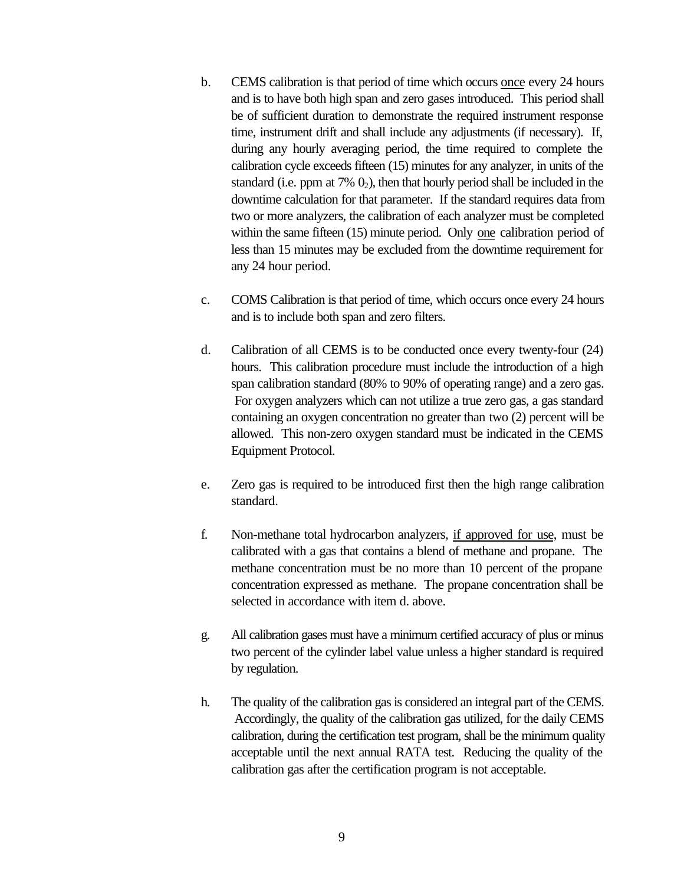b. CEMS calibration is that period of time which occurs <u>once</u> every 24 hours and is to have both high span and zero gases introduced. This period shall be of sufficient duration to demonstrate the required instrument response time, instrument drift and shall include any adjustments (if necessary). If, during any hourly averaging period, the time required to complete the calibration cycle exceeds fifteen (15) minutes for any analyzer, in units of the standard (i.e. ppm at 7% $0_2$), then that hourly period shall be included in the downtime calculation for that parameter. If the standard requires data from two or more analyzers, the calibration of each analyzer must be completed within the same fifteen (15) minute period. Only <u>one</u> calibration period of less than 15 minutes may be excluded from the downtime requirement for any 24 hour period.

c. COMS Calibration is that period of time, which occurs once every 24 hours and is to include both span and zero filters.

d. Calibration of all CEMS is to be conducted once every twenty-four (24) hours. This calibration procedure must include the introduction of a high span calibration standard (80% to 90% of operating range) and a zero gas. For oxygen analyzers which can not utilize a true zero gas, a gas standard containing an oxygen concentration no greater than two (2) percent will be allowed. This non-zero oxygen standard must be indicated in the CEMS Equipment Protocol.

e. Zero gas is required to be introduced first then the high range calibration standard.

f. Non-methane total hydrocarbon analyzers, <u>if approved for use</u>, must be calibrated with a gas that contains a blend of methane and propane. The methane concentration must be no more than 10 percent of the propane concentration expressed as methane. The propane concentration shall be selected in accordance with item d. above.

g. All calibration gases must have a minimum certified accuracy of plus or minus two percent of the cylinder label value unless a higher standard is required by regulation.

h. The quality of the calibration gas is considered an integral part of the CEMS. Accordingly, the quality of the calibration gas utilized, for the daily CEMS calibration, during the certification test program, shall be the minimum quality acceptable until the next annual RATA test. Reducing the quality of the calibration gas after the certification program is not acceptable.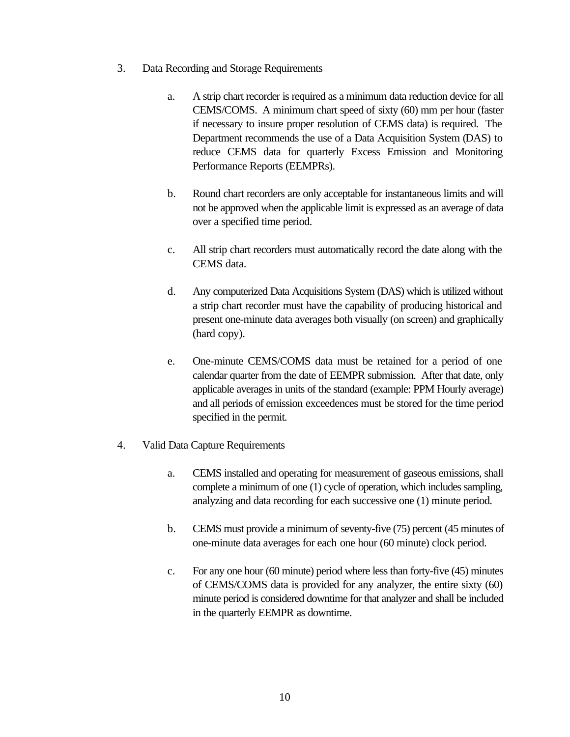3. Data Recording and Storage Requirements

   a. A strip chart recorder is required as a minimum data reduction device for all CEMS/COMS. A minimum chart speed of sixty (60) mm per hour (faster if necessary to insure proper resolution of CEMS data) is required. The Department recommends the use of a Data Acquisition System (DAS) to reduce CEMS data for quarterly Excess Emission and Monitoring Performance Reports (EEMPRs).

   b. Round chart recorders are only acceptable for instantaneous limits and will not be approved when the applicable limit is expressed as an average of data over a specified time period.

   c. All strip chart recorders must automatically record the date along with the CEMS data.

   d. Any computerized Data Acquisitions System (DAS) which is utilized without a strip chart recorder must have the capability of producing historical and present one-minute data averages both visually (on screen) and graphically (hard copy).

   e. One-minute CEMS/COMS data must be retained for a period of one calendar quarter from the date of EEMPR submission. After that date, only applicable averages in units of the standard (example: PPM Hourly average) and all periods of emission exceedences must be stored for the time period specified in the permit.

4. Valid Data Capture Requirements

   a. CEMS installed and operating for measurement of gaseous emissions, shall complete a minimum of one (1) cycle of operation, which includes sampling, analyzing and data recording for each successive one (1) minute period.

   b. CEMS must provide a minimum of seventy-five (75) percent (45 minutes of one-minute data averages for each one hour (60 minute) clock period.

   c. For any one hour (60 minute) period where less than forty-five (45) minutes of CEMS/COMS data is provided for any analyzer, the entire sixty (60) minute period is considered downtime for that analyzer and shall be included in the quarterly EEMPR as downtime.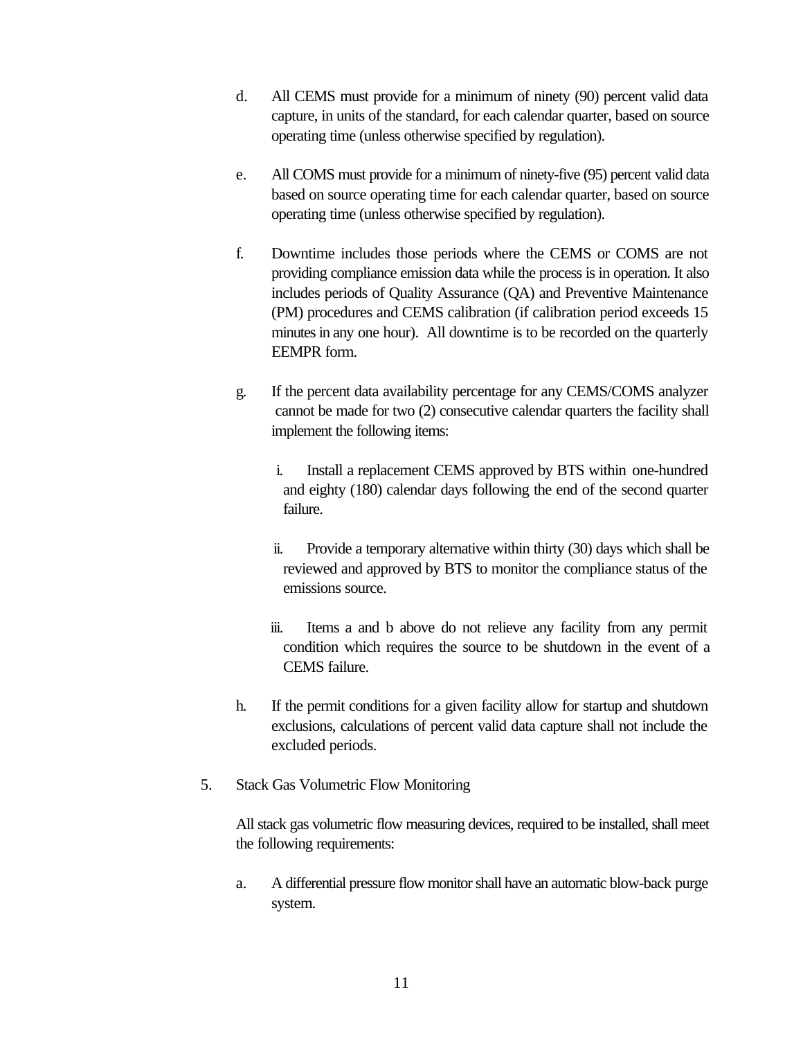d. All CEMS must provide for a minimum of ninety (90) percent valid data capture, in units of the standard, for each calendar quarter, based on source operating time (unless otherwise specified by regulation).

e. All COMS must provide for a minimum of ninety-five (95) percent valid data based on source operating time for each calendar quarter, based on source operating time (unless otherwise specified by regulation).

f. Downtime includes those periods where the CEMS or COMS are not providing compliance emission data while the process is in operation. It also includes periods of Quality Assurance (QA) and Preventive Maintenance (PM) procedures and CEMS calibration (if calibration period exceeds 15 minutes in any one hour). All downtime is to be recorded on the quarterly EEMPR form.

g. If the percent data availability percentage for any CEMS/COMS analyzer cannot be made for two (2) consecutive calendar quarters the facility shall implement the following items:

   i. Install a replacement CEMS approved by BTS within one-hundred and eighty (180) calendar days following the end of the second quarter failure.

   ii. Provide a temporary alternative within thirty (30) days which shall be reviewed and approved by BTS to monitor the compliance status of the emissions source.

   iii. Items a and b above do not relieve any facility from any permit condition which requires the source to be shutdown in the event of a CEMS failure.

h. If the permit conditions for a given facility allow for startup and shutdown exclusions, calculations of percent valid data capture shall not include the excluded periods.

5. Stack Gas Volumetric Flow Monitoring

   All stack gas volumetric flow measuring devices, required to be installed, shall meet the following requirements:

   a. A differential pressure flow monitor shall have an automatic blow-back purge system.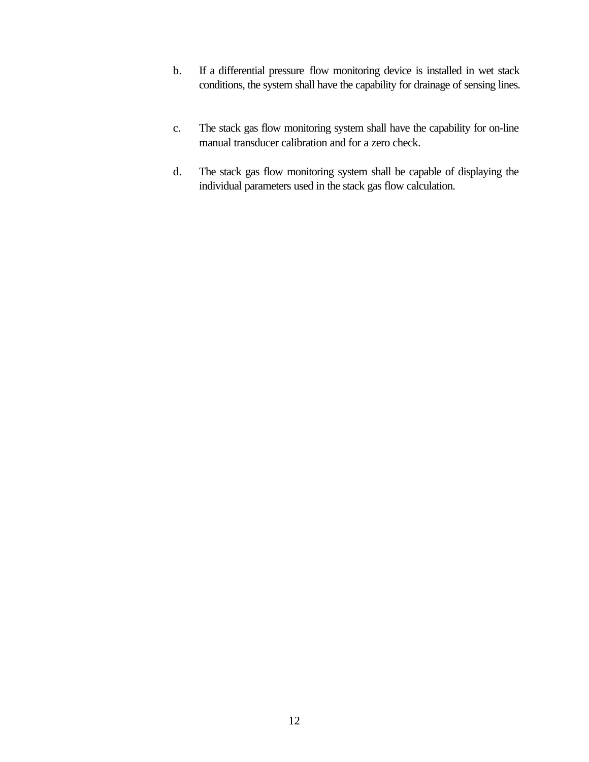b. If a differential pressure flow monitoring device is installed in wet stack conditions, the system shall have the capability for drainage of sensing lines.

c. The stack gas flow monitoring system shall have the capability for on-line manual transducer calibration and for a zero check.

d. The stack gas flow monitoring system shall be capable of displaying the individual parameters used in the stack gas flow calculation.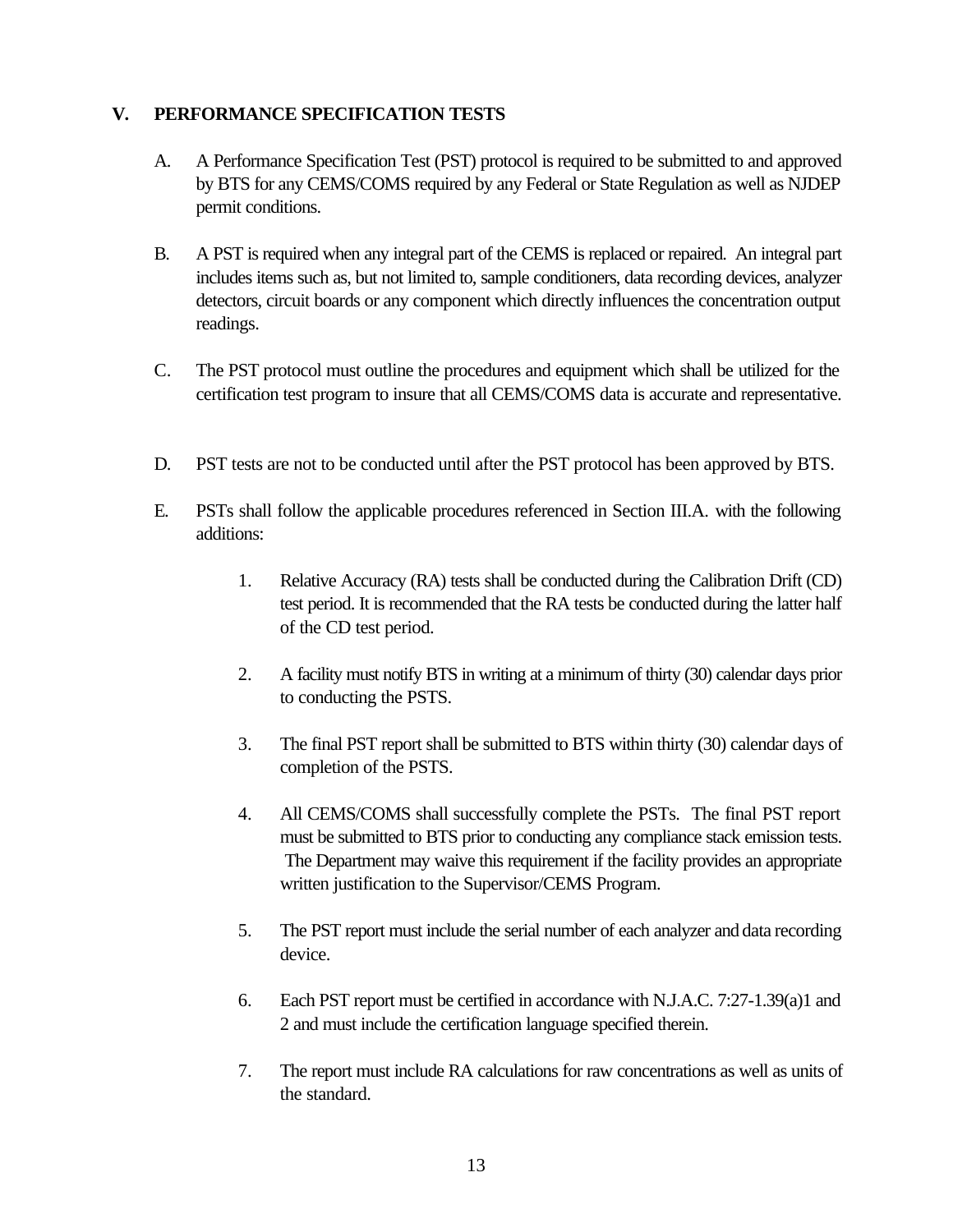## V. PERFORMANCE SPECIFICATION TESTS

A. A Performance Specification Test (PST) protocol is required to be submitted to and approved by BTS for any CEMS/COMS required by any Federal or State Regulation as well as NJDEP permit conditions.

B. A PST is required when any integral part of the CEMS is replaced or repaired. An integral part includes items such as, but not limited to, sample conditioners, data recording devices, analyzer detectors, circuit boards or any component which directly influences the concentration output readings.

C. The PST protocol must outline the procedures and equipment which shall be utilized for the certification test program to insure that all CEMS/COMS data is accurate and representative.

D. PST tests are not to be conducted until after the PST protocol has been approved by BTS.

E. PSTs shall follow the applicable procedures referenced in Section III.A. with the following additions:

   1. Relative Accuracy (RA) tests shall be conducted during the Calibration Drift (CD) test period. It is recommended that the RA tests be conducted during the latter half of the CD test period.

   2. A facility must notify BTS in writing at a minimum of thirty (30) calendar days prior to conducting the PSTS.

   3. The final PST report shall be submitted to BTS within thirty (30) calendar days of completion of the PSTS.

   4. All CEMS/COMS shall successfully complete the PSTs. The final PST report must be submitted to BTS prior to conducting any compliance stack emission tests. The Department may waive this requirement if the facility provides an appropriate written justification to the Supervisor/CEMS Program.

   5. The PST report must include the serial number of each analyzer and data recording device.

   6. Each PST report must be certified in accordance with N.J.A.C. 7:27-1.39(a)1 and 2 and must include the certification language specified therein.

   7. The report must include RA calculations for raw concentrations as well as units of the standard.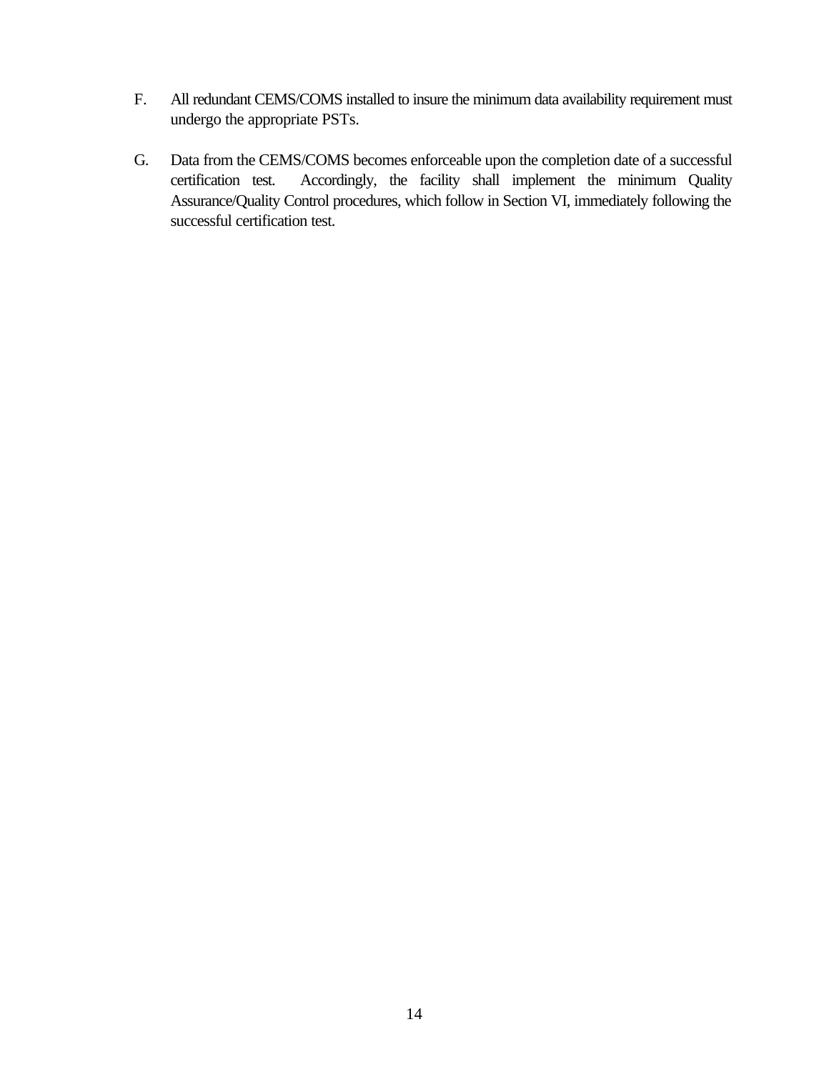F. All redundant CEMS/COMS installed to insure the minimum data availability requirement must undergo the appropriate PSTs.

G. Data from the CEMS/COMS becomes enforceable upon the completion date of a successful certification test. Accordingly, the facility shall implement the minimum Quality Assurance/Quality Control procedures, which follow in Section VI, immediately following the successful certification test.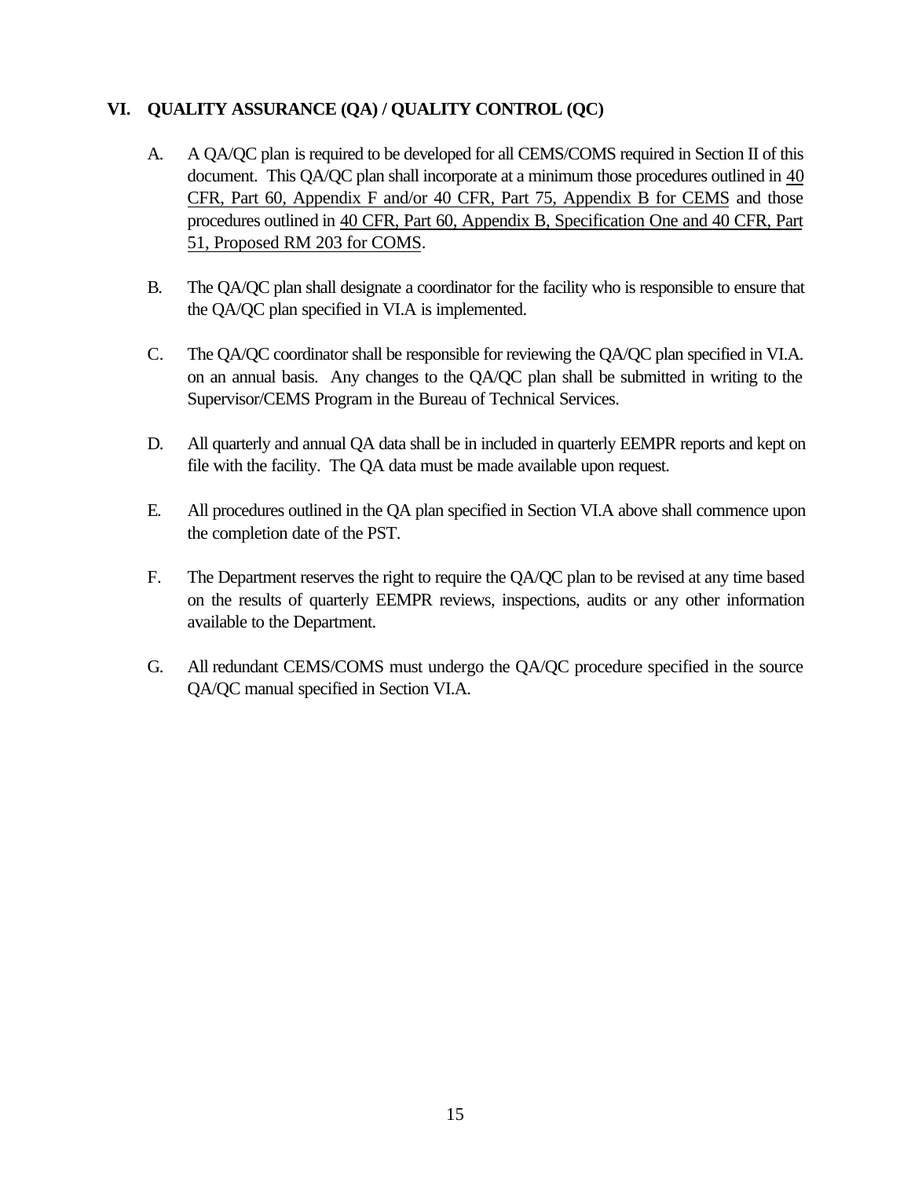## VI. QUALITY ASSURANCE (QA) / QUALITY CONTROL (QC)

A. A QA/QC plan is required to be developed for all CEMS/COMS required in Section II of this document. This QA/QC plan shall incorporate at a minimum those procedures outlined in 40 CFR, Part 60, Appendix F and/or 40 CFR, Part 75, Appendix B for CEMS and those procedures outlined in 40 CFR, Part 60, Appendix B, Specification One and 40 CFR, Part 51, Proposed RM 203 for COMS.

B. The QA/QC plan shall designate a coordinator for the facility who is responsible to ensure that the QA/QC plan specified in VI.A is implemented.

C. The QA/QC coordinator shall be responsible for reviewing the QA/QC plan specified in VI.A. on an annual basis. Any changes to the QA/QC plan shall be submitted in writing to the Supervisor/CEMS Program in the Bureau of Technical Services.

D. All quarterly and annual QA data shall be in included in quarterly EEMPR reports and kept on file with the facility. The QA data must be made available upon request.

E. All procedures outlined in the QA plan specified in Section VI.A above shall commence upon the completion date of the PST.

F. The Department reserves the right to require the QA/QC plan to be revised at any time based on the results of quarterly EEMPR reviews, inspections, audits or any other information available to the Department.

G. All redundant CEMS/COMS must undergo the QA/QC procedure specified in the source QA/QC manual specified in Section VI.A.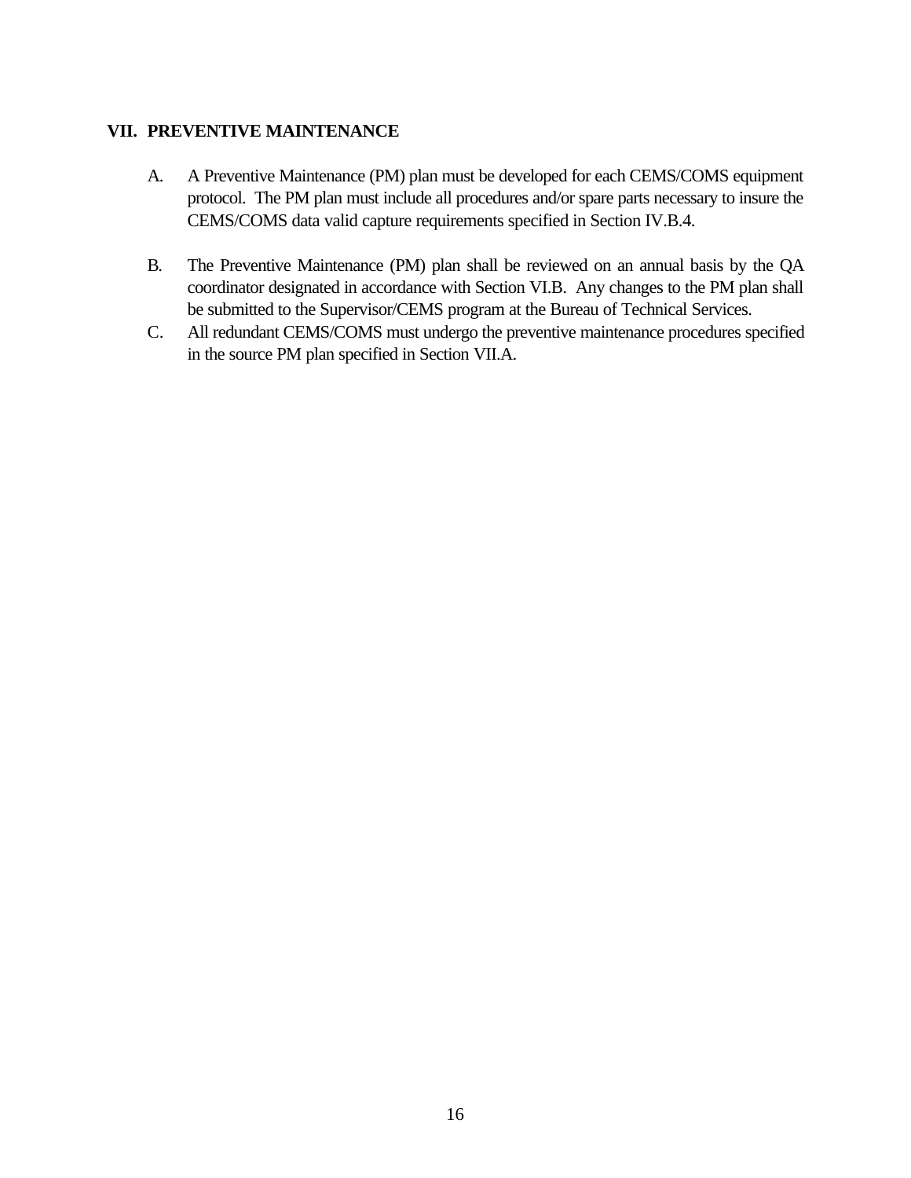## VII. PREVENTIVE MAINTENANCE

A. A Preventive Maintenance (PM) plan must be developed for each CEMS/COMS equipment protocol. The PM plan must include all procedures and/or spare parts necessary to insure the CEMS/COMS data valid capture requirements specified in Section IV.B.4.

B. The Preventive Maintenance (PM) plan shall be reviewed on an annual basis by the QA coordinator designated in accordance with Section VI.B. Any changes to the PM plan shall be submitted to the Supervisor/CEMS program at the Bureau of Technical Services.

C. All redundant CEMS/COMS must undergo the preventive maintenance procedures specified in the source PM plan specified in Section VII.A.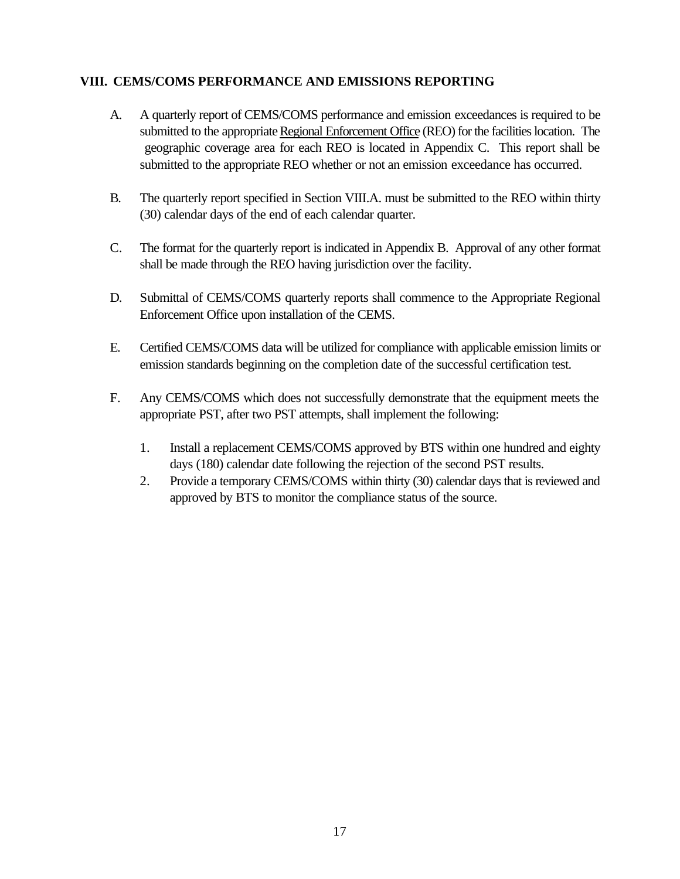## VIII. CEMS/COMS PERFORMANCE AND EMISSIONS REPORTING

A. A quarterly report of CEMS/COMS performance and emission exceedances is required to be submitted to the appropriate Regional Enforcement Office (REO) for the facilities location. The geographic coverage area for each REO is located in Appendix C. This report shall be submitted to the appropriate REO whether or not an emission exceedance has occurred.

B. The quarterly report specified in Section VIII.A. must be submitted to the REO within thirty (30) calendar days of the end of each calendar quarter.

C. The format for the quarterly report is indicated in Appendix B. Approval of any other format shall be made through the REO having jurisdiction over the facility.

D. Submittal of CEMS/COMS quarterly reports shall commence to the Appropriate Regional Enforcement Office upon installation of the CEMS.

E. Certified CEMS/COMS data will be utilized for compliance with applicable emission limits or emission standards beginning on the completion date of the successful certification test.

F. Any CEMS/COMS which does not successfully demonstrate that the equipment meets the appropriate PST, after two PST attempts, shall implement the following:

   1. Install a replacement CEMS/COMS approved by BTS within one hundred and eighty days (180) calendar date following the rejection of the second PST results.
   2. Provide a temporary CEMS/COMS within thirty (30) calendar days that is reviewed and approved by BTS to monitor the compliance status of the source.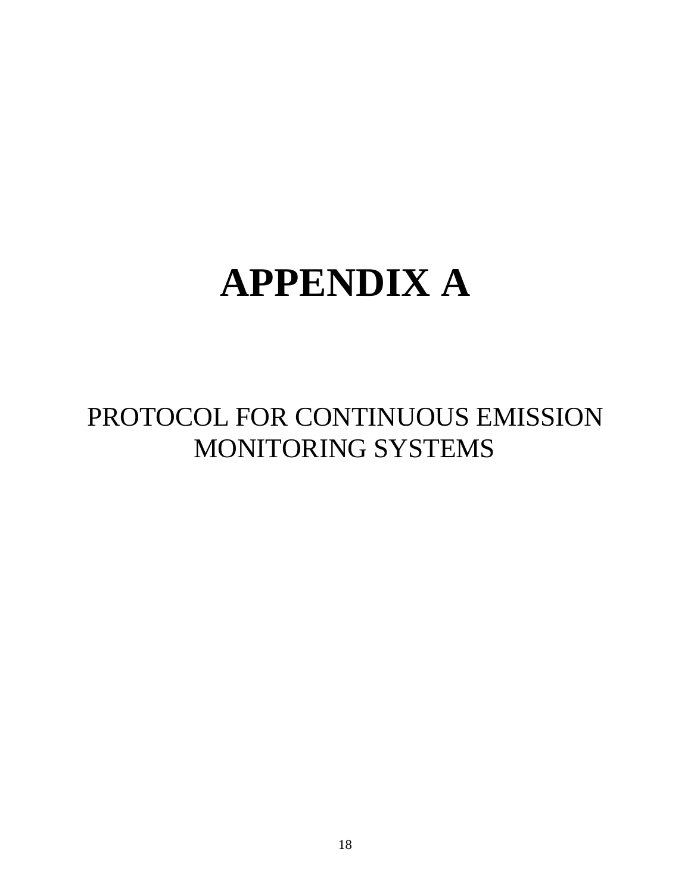# APPENDIX A

PROTOCOL FOR CONTINUOUS EMISSION MONITORING SYSTEMS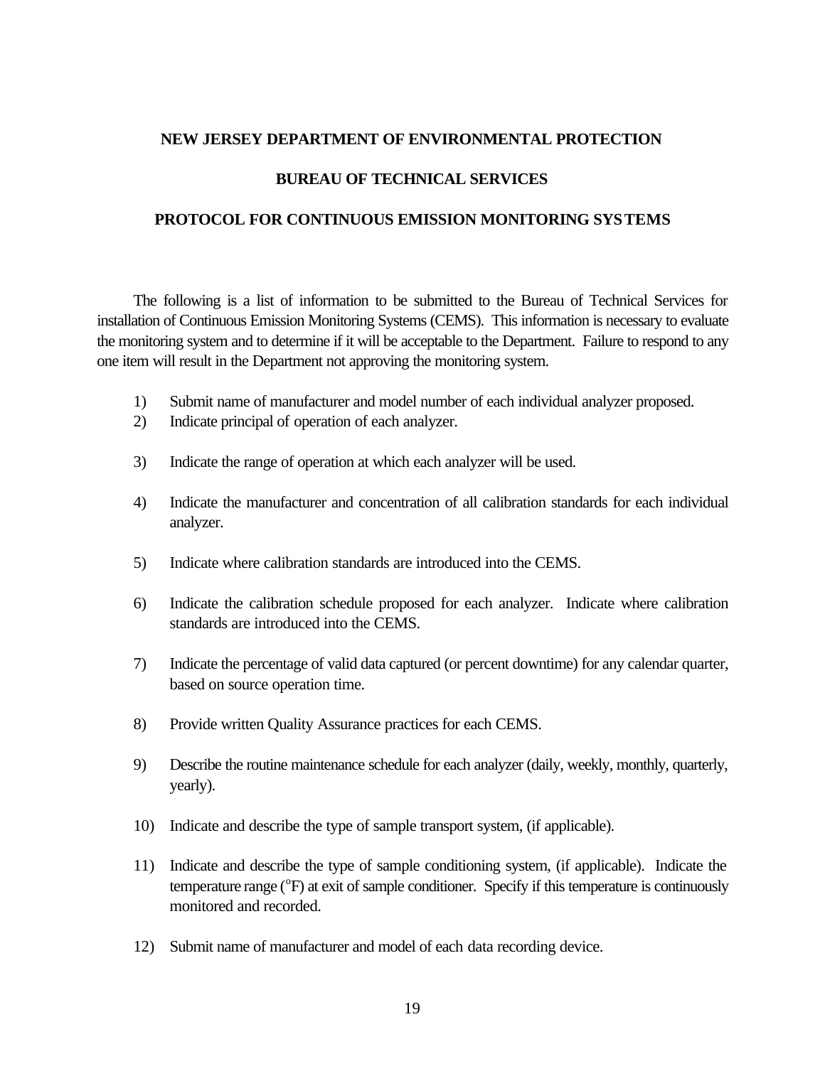**NEW JERSEY DEPARTMENT OF ENVIRONMENTAL PROTECTION**

**BUREAU OF TECHNICAL SERVICES**

**PROTOCOL FOR CONTINUOUS EMISSION MONITORING SYSTEMS**

The following is a list of information to be submitted to the Bureau of Technical Services for installation of Continuous Emission Monitoring Systems (CEMS). This information is necessary to evaluate the monitoring system and to determine if it will be acceptable to the Department. Failure to respond to any one item will result in the Department not approving the monitoring system.

1) Submit name of manufacturer and model number of each individual analyzer proposed.
2) Indicate principal of operation of each analyzer.
3) Indicate the range of operation at which each analyzer will be used.
4) Indicate the manufacturer and concentration of all calibration standards for each individual analyzer.
5) Indicate where calibration standards are introduced into the CEMS.
6) Indicate the calibration schedule proposed for each analyzer. Indicate where calibration standards are introduced into the CEMS.
7) Indicate the percentage of valid data captured (or percent downtime) for any calendar quarter, based on source operation time.
8) Provide written Quality Assurance practices for each CEMS.
9) Describe the routine maintenance schedule for each analyzer (daily, weekly, monthly, quarterly, yearly).
10) Indicate and describe the type of sample transport system, (if applicable).
11) Indicate and describe the type of sample conditioning system, (if applicable). Indicate the temperature range ($^{o}$F) at exit of sample conditioner. Specify if this temperature is continuously monitored and recorded.
12) Submit name of manufacturer and model of each data recording device.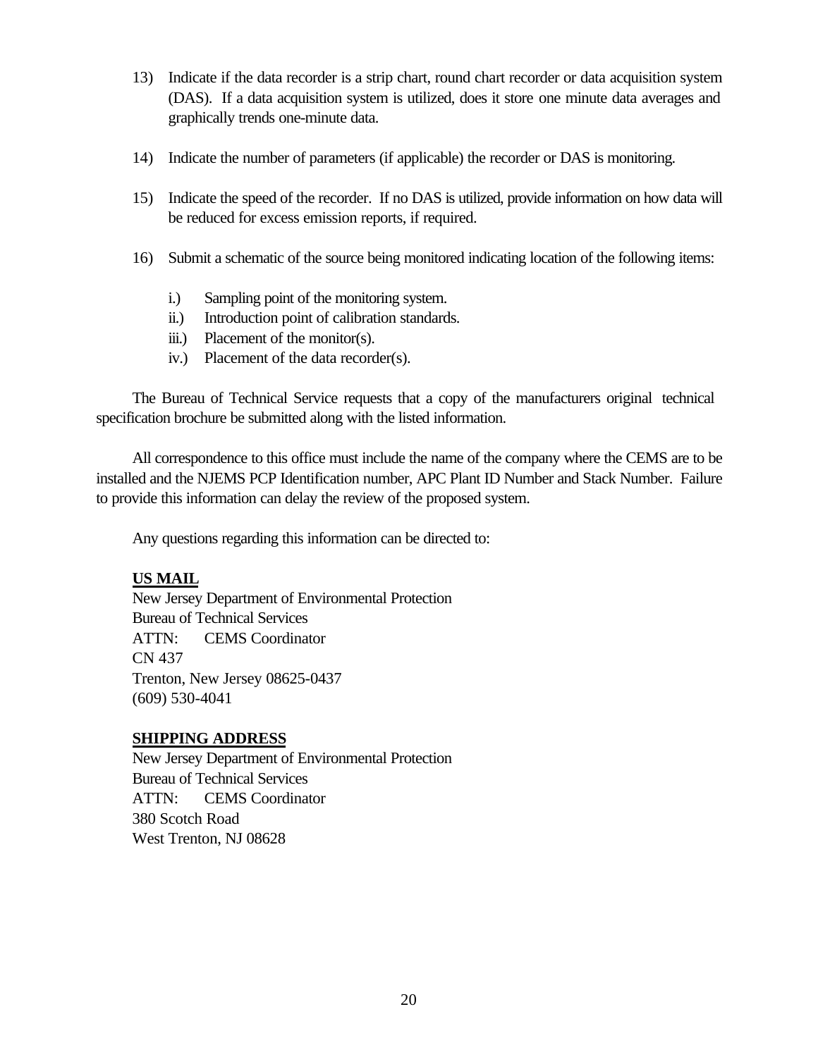13) Indicate if the data recorder is a strip chart, round chart recorder or data acquisition system (DAS). If a data acquisition system is utilized, does it store one minute data averages and graphically trends one-minute data.

14) Indicate the number of parameters (if applicable) the recorder or DAS is monitoring.

15) Indicate the speed of the recorder. If no DAS is utilized, provide information on how data will be reduced for excess emission reports, if required.

16) Submit a schematic of the source being monitored indicating location of the following items:

    i.) Sampling point of the monitoring system.
    ii.) Introduction point of calibration standards.
    iii.) Placement of the monitor(s).
    iv.) Placement of the data recorder(s).

The Bureau of Technical Service requests that a copy of the manufacturers original technical specification brochure be submitted along with the listed information.

All correspondence to this office must include the name of the company where the CEMS are to be installed and the NJEMS PCP Identification number, APC Plant ID Number and Stack Number. Failure to provide this information can delay the review of the proposed system.

Any questions regarding this information can be directed to:

**US MAIL**
New Jersey Department of Environmental Protection
Bureau of Technical Services
ATTN: CEMS Coordinator
CN 437
Trenton, New Jersey 08625-0437
(609) 530-4041

**SHIPPING ADDRESS**
New Jersey Department of Environmental Protection
Bureau of Technical Services
ATTN: CEMS Coordinator
380 Scotch Road
West Trenton, NJ 08628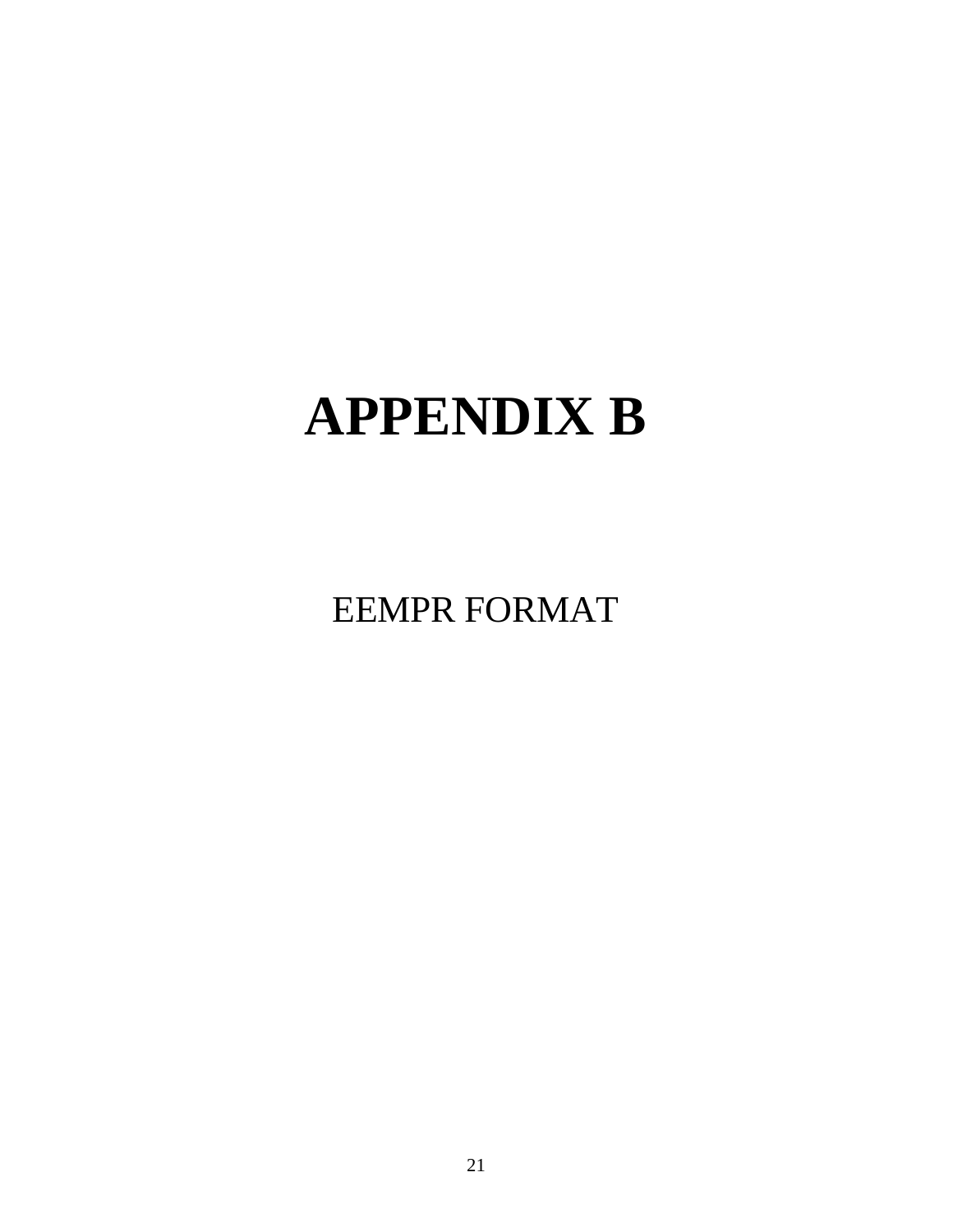# APPENDIX B

EEMPR FORMAT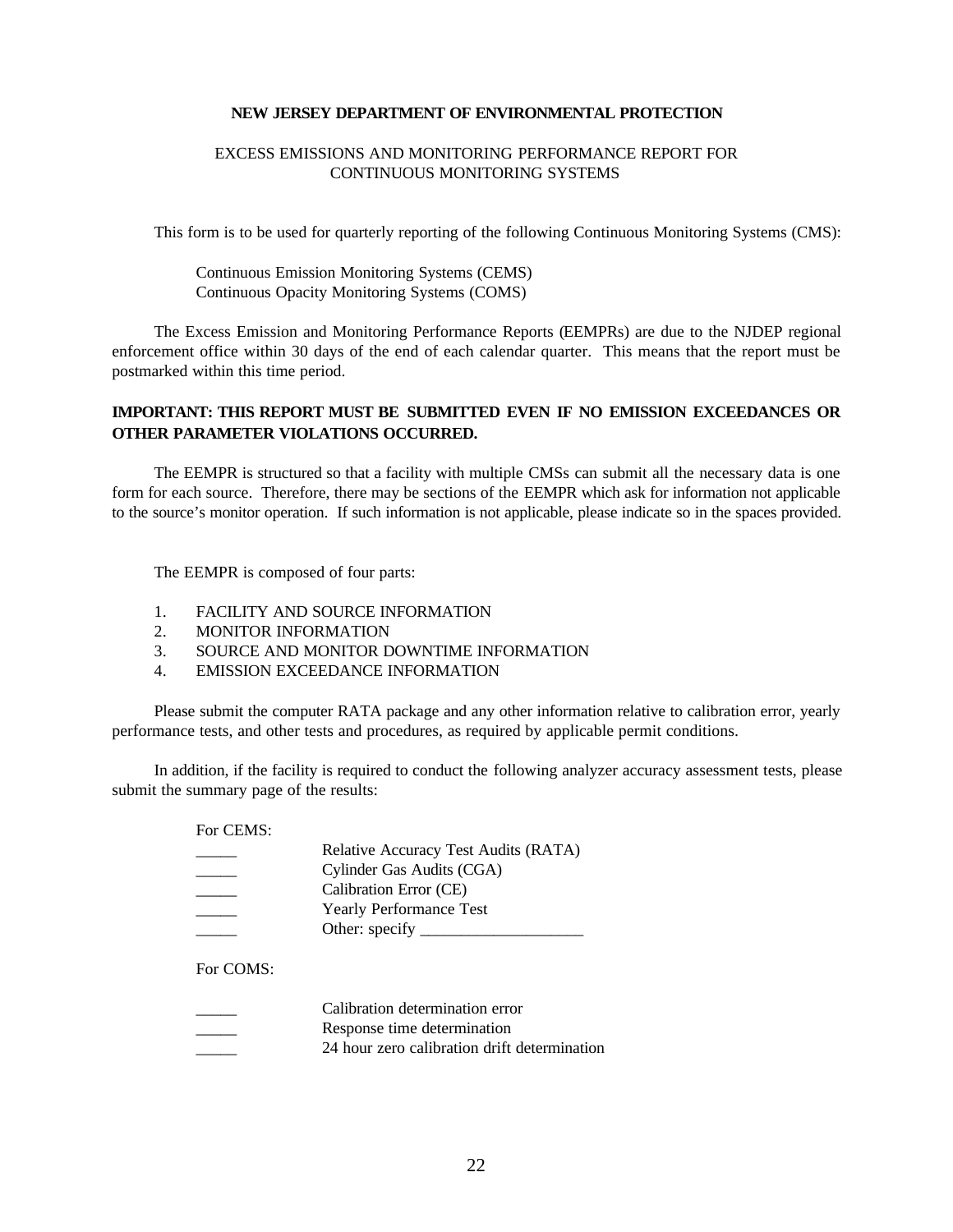**NEW JERSEY DEPARTMENT OF ENVIRONMENTAL PROTECTION**

EXCESS EMISSIONS AND MONITORING PERFORMANCE REPORT FOR CONTINUOUS MONITORING SYSTEMS

This form is to be used for quarterly reporting of the following Continuous Monitoring Systems (CMS):

Continuous Emission Monitoring Systems (CEMS)
Continuous Opacity Monitoring Systems (COMS)

The Excess Emission and Monitoring Performance Reports (EEMPRs) are due to the NJDEP regional enforcement office within 30 days of the end of each calendar quarter. This means that the report must be postmarked within this time period.

**IMPORTANT: THIS REPORT MUST BE SUBMITTED EVEN IF NO EMISSION EXCEEDANCES OR OTHER PARAMETER VIOLATIONS OCCURRED.**

The EEMPR is structured so that a facility with multiple CMSs can submit all the necessary data is one form for each source. Therefore, there may be sections of the EEMPR which ask for information not applicable to the source's monitor operation. If such information is not applicable, please indicate so in the spaces provided.

The EEMPR is composed of four parts:

1. FACILITY AND SOURCE INFORMATION
2. MONITOR INFORMATION
3. SOURCE AND MONITOR DOWNTIME INFORMATION
4. EMISSION EXCEEDANCE INFORMATION

Please submit the computer RATA package and any other information relative to calibration error, yearly performance tests, and other tests and procedures, as required by applicable permit conditions.

In addition, if the facility is required to conduct the following analyzer accuracy assessment tests, please submit the summary page of the results:

For CEMS:

_____ Relative Accuracy Test Audits (RATA)
_____ Cylinder Gas Audits (CGA)
_____ Calibration Error (CE)
_____ Yearly Performance Test
_____ Other: specify ____________________

For COMS:

_____ Calibration determination error
_____ Response time determination
_____ 24 hour zero calibration drift determination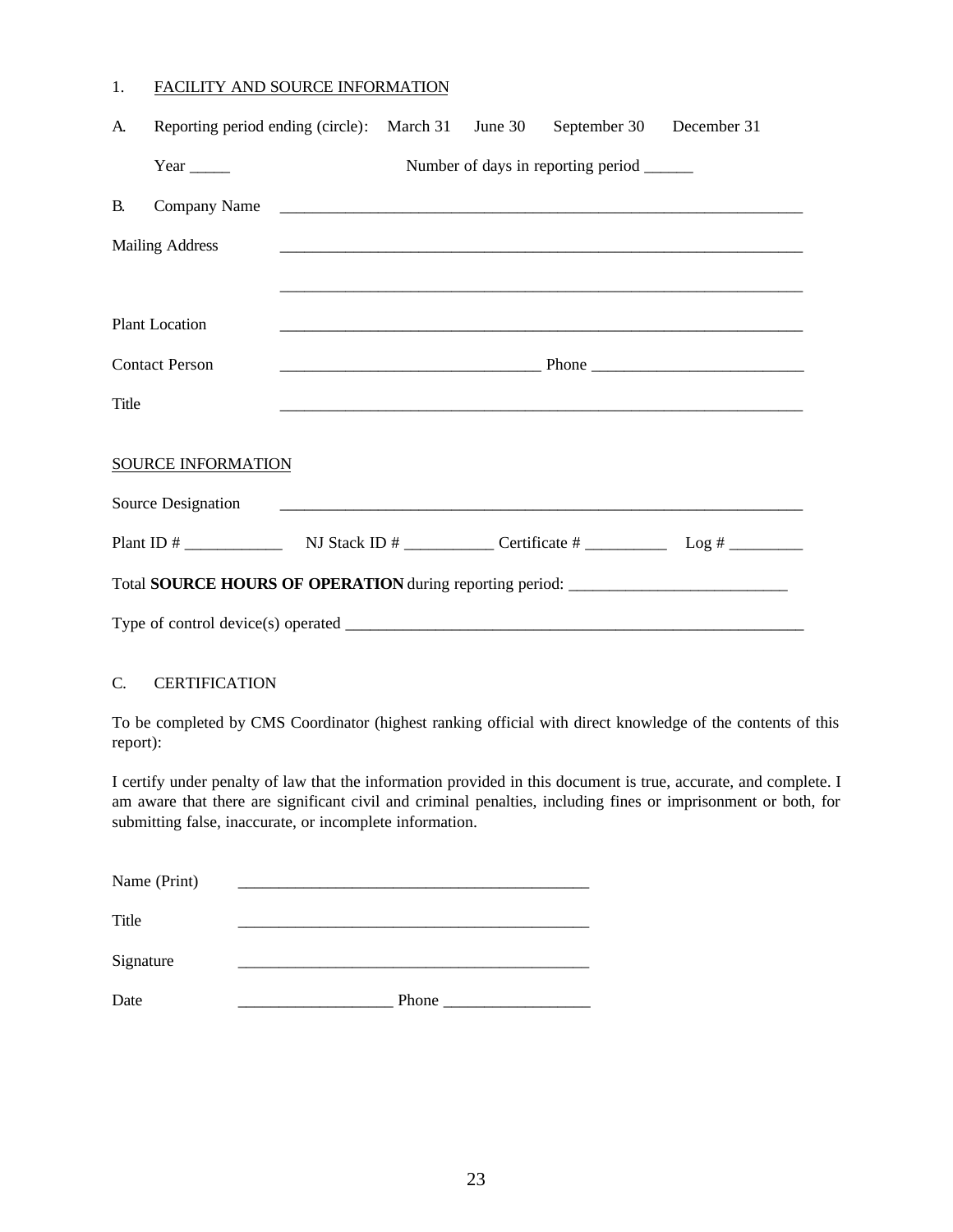1. <u>FACILITY AND SOURCE INFORMATION</u>

A. Reporting period ending (circle): March 31 June 30 September 30 December 31

Year _____ Number of days in reporting period ______

B. Company Name _______________________________________________________________

Mailing Address _______________________________________________________________

_______________________________________________________________

Plant Location _______________________________________________________________

Contact Person ______________________________ Phone _________________________

Title _______________________________________________________________

<u>SOURCE INFORMATION</u>

Source Designation _______________________________________________________________

Plant ID # ____________ NJ Stack ID # ___________ Certificate # __________ Log # _________

Total **SOURCE HOURS OF OPERATION** during reporting period: __________________________

Type of control device(s) operated ________________________________________________________

C. CERTIFICATION

To be completed by CMS Coordinator (highest ranking official with direct knowledge of the contents of this report):

I certify under penalty of law that the information provided in this document is true, accurate, and complete. I am aware that there are significant civil and criminal penalties, including fines or imprisonment or both, for submitting false, inaccurate, or incomplete information.

Name (Print) ___________________________________________

Title ___________________________________________

Signature ___________________________________________

Date ___________________ Phone _________________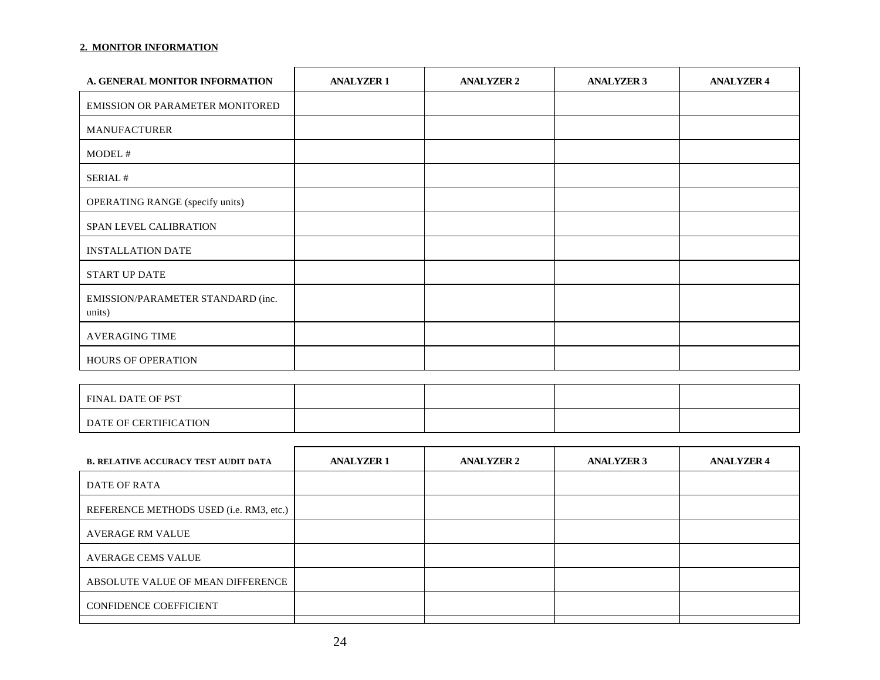**2. MONITOR INFORMATION**

| A. GENERAL MONITOR INFORMATION | ANALYZER 1 | ANALYZER 2 | ANALYZER 3 | ANALYZER 4 |
|---|---|---|---|---|
| EMISSION OR PARAMETER MONITORED | | | | |
| MANUFACTURER | | | | |
| MODEL # | | | | |
| SERIAL # | | | | |
| OPERATING RANGE (specify units) | | | | |
| SPAN LEVEL CALIBRATION | | | | |
| INSTALLATION DATE | | | | |
| START UP DATE | | | | |
| EMISSION/PARAMETER STANDARD (inc. units) | | | | |
| AVERAGING TIME | | | | |
| HOURS OF OPERATION | | | | |

| | | | | |
|---|---|---|---|---|
| FINAL DATE OF PST | | | | |
| DATE OF CERTIFICATION | | | | |

| B. RELATIVE ACCURACY TEST AUDIT DATA | ANALYZER 1 | ANALYZER 2 | ANALYZER 3 | ANALYZER 4 |
|---|---|---|---|---|
| DATE OF RATA | | | | |
| REFERENCE METHODS USED (i.e. RM3, etc.) | | | | |
| AVERAGE RM VALUE | | | | |
| AVERAGE CEMS VALUE | | | | |
| ABSOLUTE VALUE OF MEAN DIFFERENCE | | | | |
| CONFIDENCE COEFFICIENT | | | | |
| | | | | |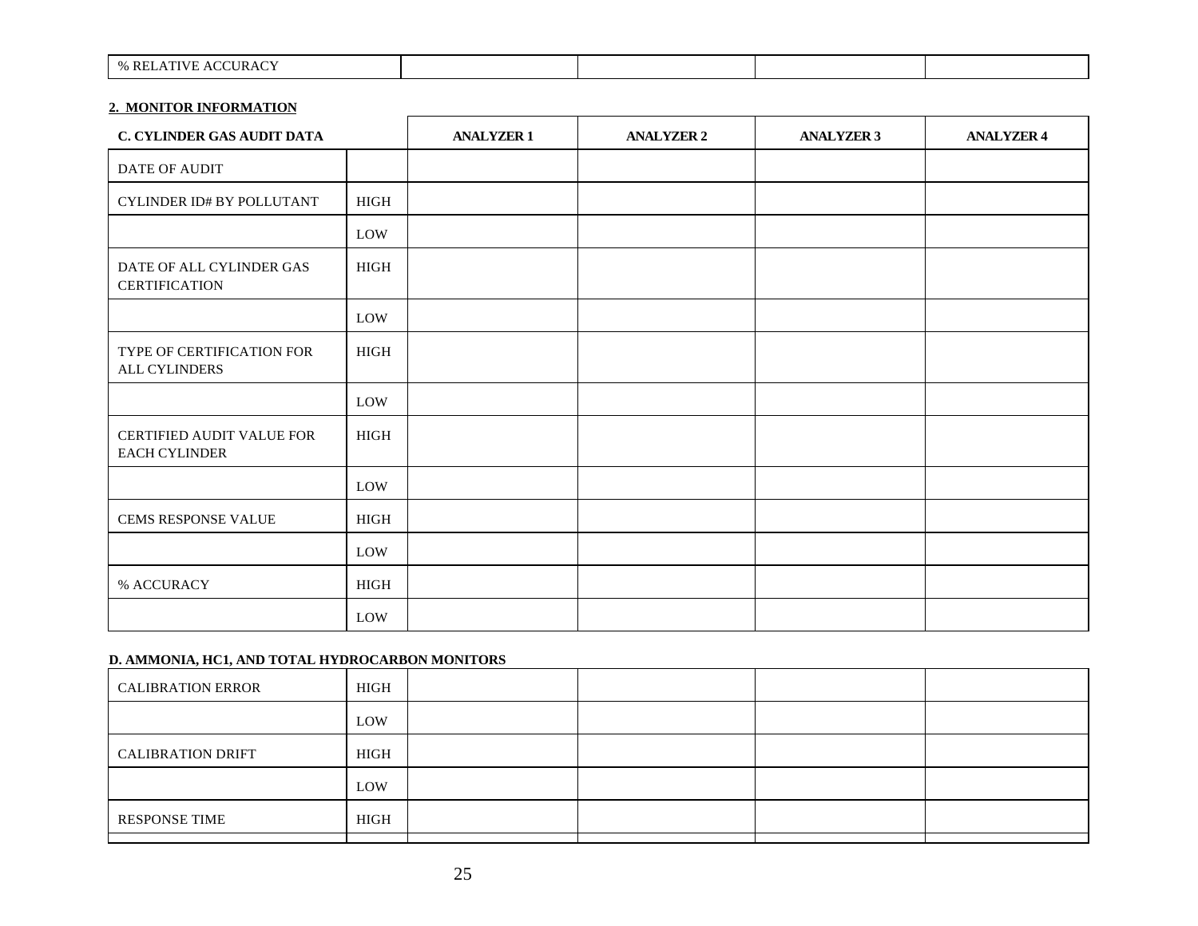| % RELATIVE ACCURACY | | | | |
|---|---|---|---|---|

**2. MONITOR INFORMATION**

| C. CYLINDER GAS AUDIT DATA | | ANALYZER 1 | ANALYZER 2 | ANALYZER 3 | ANALYZER 4 |
|---|---|---|---|---|---|
| DATE OF AUDIT | | | | | |
| CYLINDER ID# BY POLLUTANT | HIGH | | | | |
| | LOW | | | | |
| DATE OF ALL CYLINDER GAS CERTIFICATION | HIGH | | | | |
| | LOW | | | | |
| TYPE OF CERTIFICATION FOR ALL CYLINDERS | HIGH | | | | |
| | LOW | | | | |
| CERTIFIED AUDIT VALUE FOR EACH CYLINDER | HIGH | | | | |
| | LOW | | | | |
| CEMS RESPONSE VALUE | HIGH | | | | |
| | LOW | | | | |
| % ACCURACY | HIGH | | | | |
| | LOW | | | | |

**D. AMMONIA, HC1, AND TOTAL HYDROCARBON MONITORS**

| | | | | | |
|---|---|---|---|---|---|
| CALIBRATION ERROR | HIGH | | | | |
| | LOW | | | | |
| CALIBRATION DRIFT | HIGH | | | | |
| | LOW | | | | |
| RESPONSE TIME | HIGH | | | | |
| | | | | | |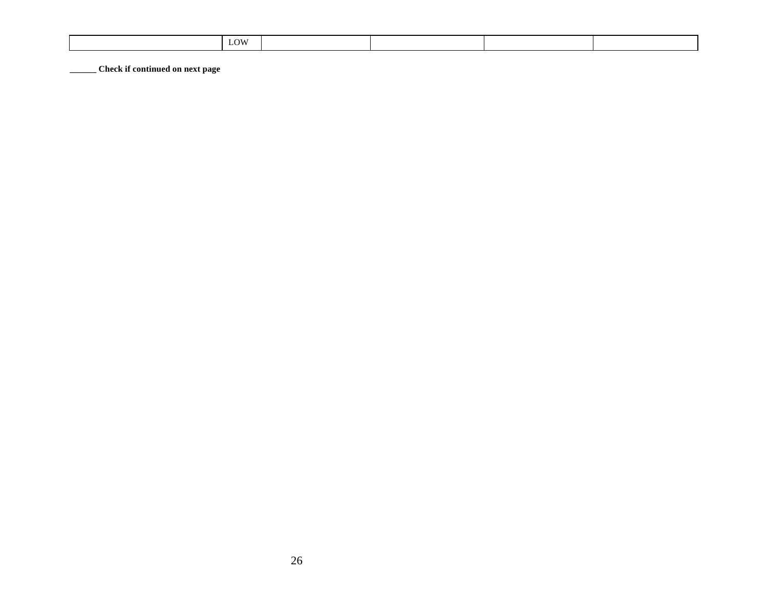|  | LOW |  |  |  |  |
|---|---|---|---|---|---|

**______ Check if continued on next page**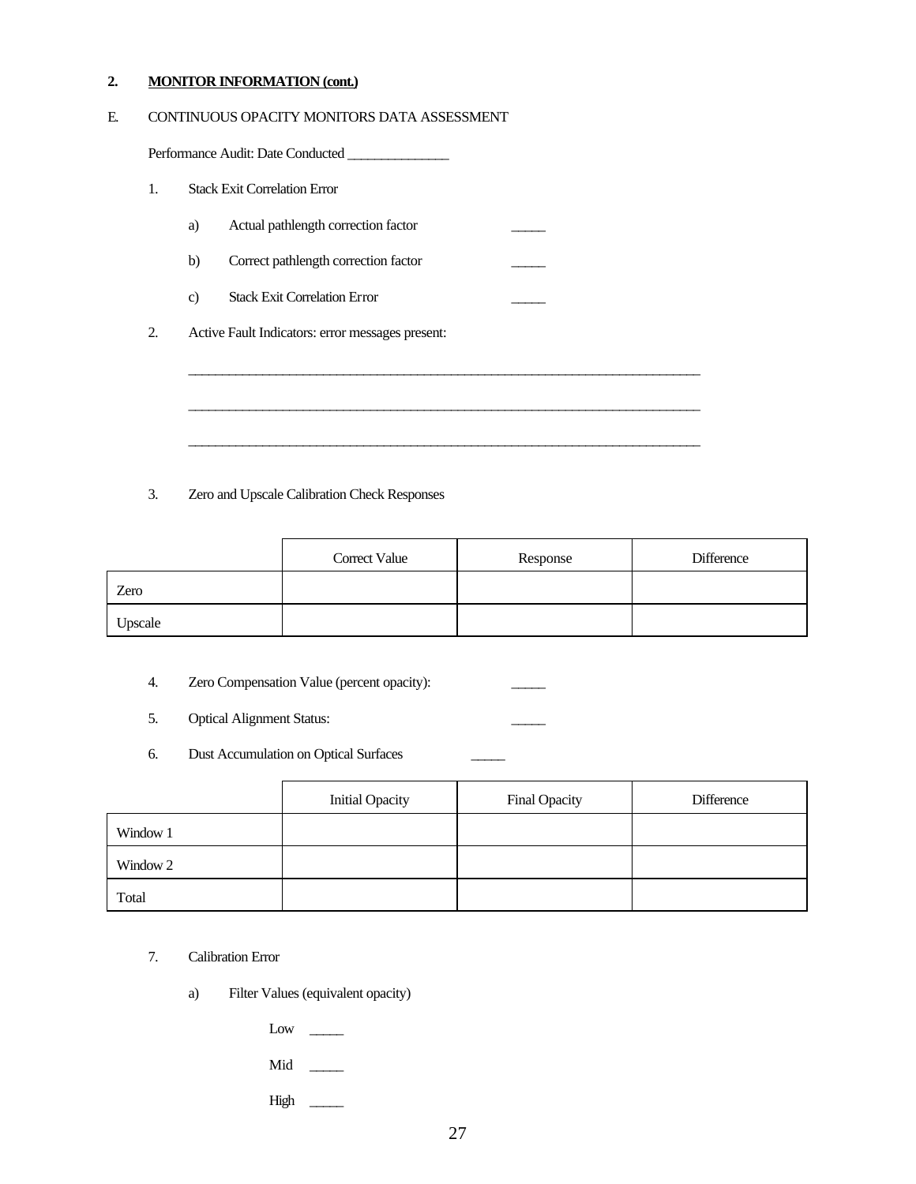**2. MONITOR INFORMATION (cont.)**

E. CONTINUOUS OPACITY MONITORS DATA ASSESSMENT

Performance Audit: Date Conducted _______________

1. Stack Exit Correlation Error

   a) Actual pathlength correction factor _____

   b) Correct pathlength correction factor _____

   c) Stack Exit Correlation Error _____

2. Active Fault Indicators: error messages present:

   ________________________________________________________________________________

   ________________________________________________________________________________

   ________________________________________________________________________________

3. Zero and Upscale Calibration Check Responses

|  | Correct Value | Response | Difference |
|---|---|---|---|
| Zero |  |  |  |
| Upscale |  |  |  |

4. Zero Compensation Value (percent opacity): _____

5. Optical Alignment Status: _____

6. Dust Accumulation on Optical Surfaces _____

|  | Initial Opacity | Final Opacity | Difference |
|---|---|---|---|
| Window 1 |  |  |  |
| Window 2 |  |  |  |
| Total |  |  |  |

7. Calibration Error

   a) Filter Values (equivalent opacity)

      Low _____

      Mid _____

      High _____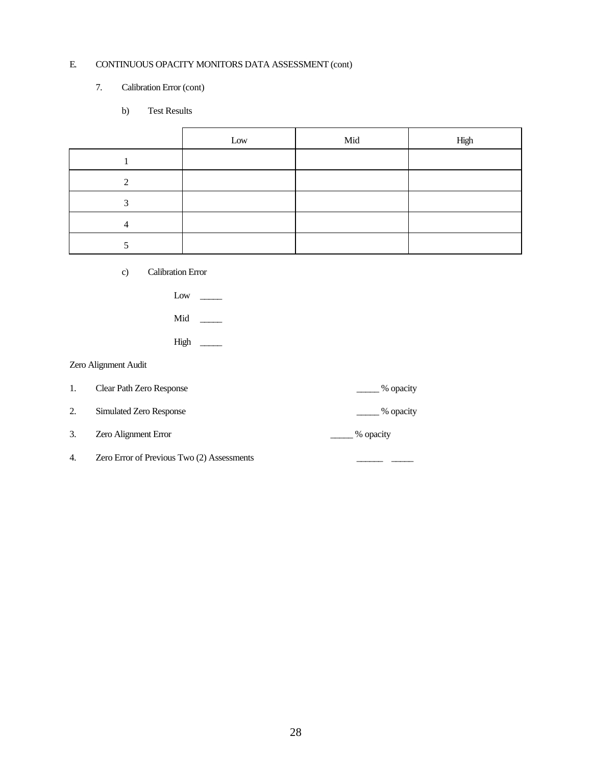E. CONTINUOUS OPACITY MONITORS DATA ASSESSMENT (cont)

7. Calibration Error (cont)

b) Test Results

| | Low | Mid | High |
|---|---|---|---|
| 1 | | | |
| 2 | | | |
| 3 | | | |
| 4 | | | |
| 5 | | | |

c) Calibration Error

Low _____

Mid _____

High _____

Zero Alignment Audit

1. Clear Path Zero Response _____ % opacity

2. Simulated Zero Response _____ % opacity

3. Zero Alignment Error _____ % opacity

4. Zero Error of Previous Two (2) Assessments ______ _____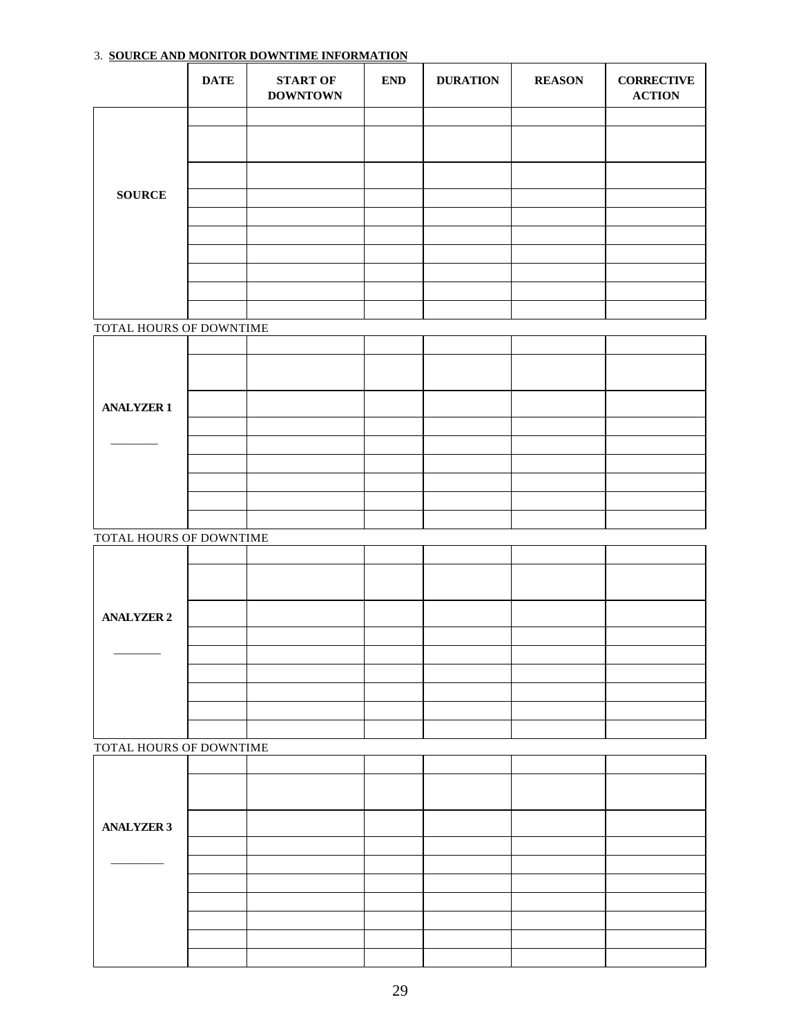3. **<u>SOURCE AND MONITOR DOWNTIME INFORMATION</u>**

| | DATE | START OF DOWNTOWN | END | DURATION | REASON | CORRECTIVE ACTION |
|---|---|---|---|---|---|---|
| | | | | | | |
| | | | | | | |
| | | | | | | |
| **SOURCE** | | | | | | |
| | | | | | | |
| | | | | | | |
| | | | | | | |
| | | | | | | |
| | | | | | | |
| | | | | | | |

TOTAL HOURS OF DOWNTIME

| | | | | | | |
|---|---|---|---|---|---|---|
| | | | | | | |
| | | | | | | |
| **ANALYZER 1** | | | | | | |
| | | | | | | |
| ________ | | | | | | |
| | | | | | | |
| | | | | | | |
| | | | | | | |
| | | | | | | |

TOTAL HOURS OF DOWNTIME

| | | | | | | |
|---|---|---|---|---|---|---|
| | | | | | | |
| | | | | | | |
| **ANALYZER 2** | | | | | | |
| | | | | | | |
| ________ | | | | | | |
| | | | | | | |
| | | | | | | |
| | | | | | | |
| | | | | | | |

TOTAL HOURS OF DOWNTIME

| | | | | | | |
|---|---|---|---|---|---|---|
| | | | | | | |
| | | | | | | |
| **ANALYZER 3** | | | | | | |
| | | | | | | |
| ________ | | | | | | |
| | | | | | | |
| | | | | | | |
| | | | | | | |
| | | | | | | |
| | | | | | | |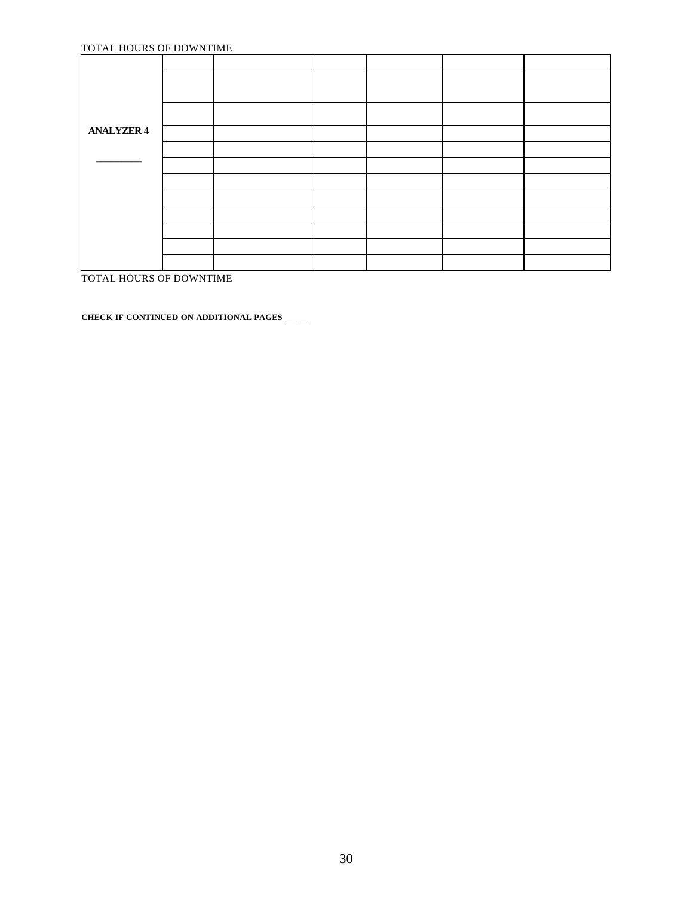TOTAL HOURS OF DOWNTIME

| | | | | | | |
|---|---|---|---|---|---|---|
| **ANALYZER 4**<br><br>\_\_\_\_\_\_\_\_\_ | | | | | | |
| | | | | | | |
| | | | | | | |
| | | | | | | |
| | | | | | | |
| | | | | | | |
| | | | | | | |
| | | | | | | |
| | | | | | | |
| | | | | | | |
| | | | | | | |
| | | | | | | |

TOTAL HOURS OF DOWNTIME

**CHECK IF CONTINUED ON ADDITIONAL PAGES \_\_\_\_\_**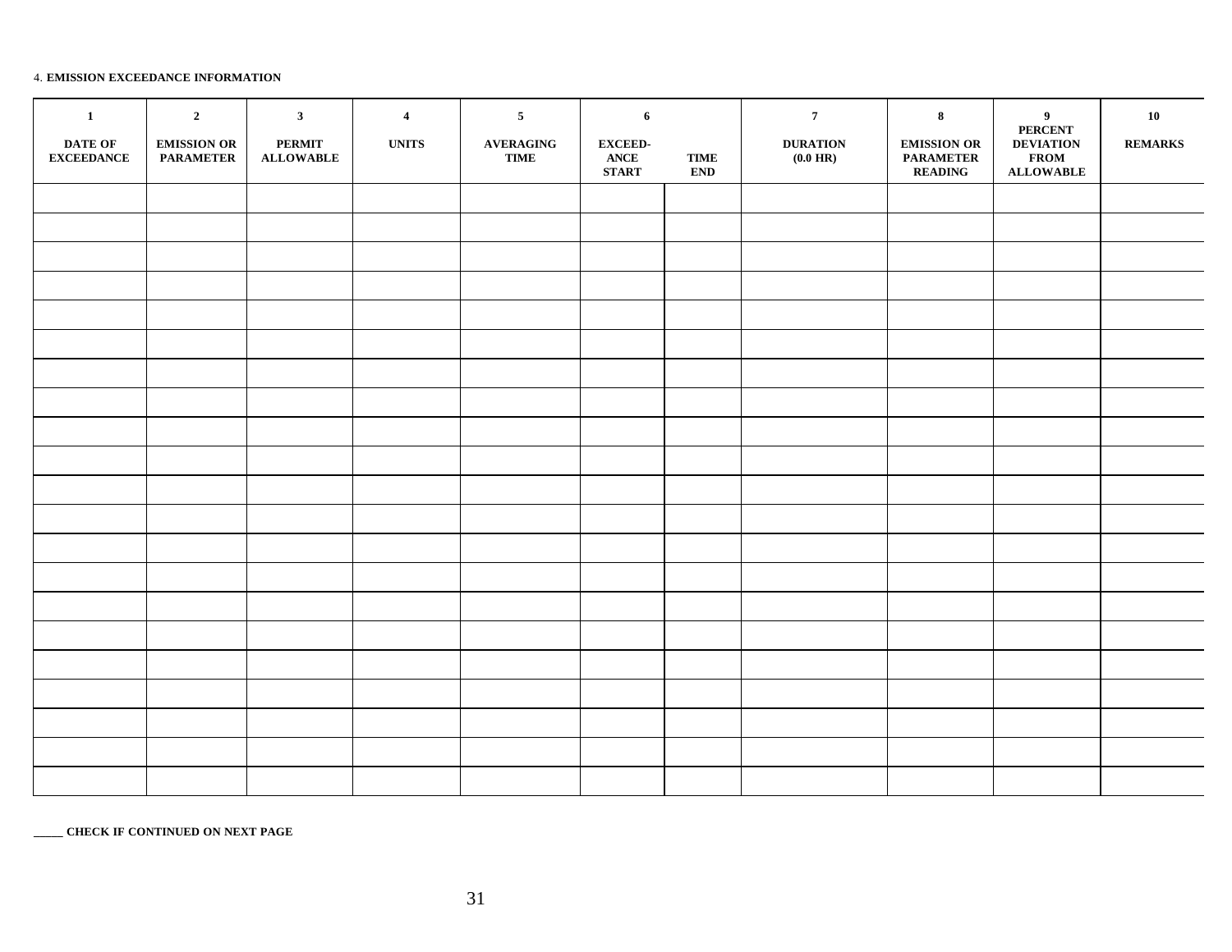4. **EMISSION EXCEEDANCE INFORMATION**

| 1<br>DATE OF EXCEEDANCE | 2<br>EMISSION OR PARAMETER | 3<br>PERMIT ALLOWABLE | 4<br>UNITS | 5<br>AVERAGING TIME | 6<br>EXCEED-ANCE START | TIME END | 7<br>DURATION (0.0 HR) | 8<br>EMISSION OR PARAMETER READING | 9<br>PERCENT DEVIATION FROM ALLOWABLE | 10<br>REMARKS |
|---|---|---|---|---|---|---|---|---|---|---|
| | | | | | | | | | | |
| | | | | | | | | | | |
| | | | | | | | | | | |
| | | | | | | | | | | |
| | | | | | | | | | | |
| | | | | | | | | | | |
| | | | | | | | | | | |
| | | | | | | | | | | |
| | | | | | | | | | | |
| | | | | | | | | | | |
| | | | | | | | | | | |
| | | | | | | | | | | |
| | | | | | | | | | | |
| | | | | | | | | | | |
| | | | | | | | | | | |
| | | | | | | | | | | |
| | | | | | | | | | | |
| | | | | | | | | | | |
| | | | | | | | | | | |
| | | | | | | | | | | |
| | | | | | | | | | | |

**_____ CHECK IF CONTINUED ON NEXT PAGE**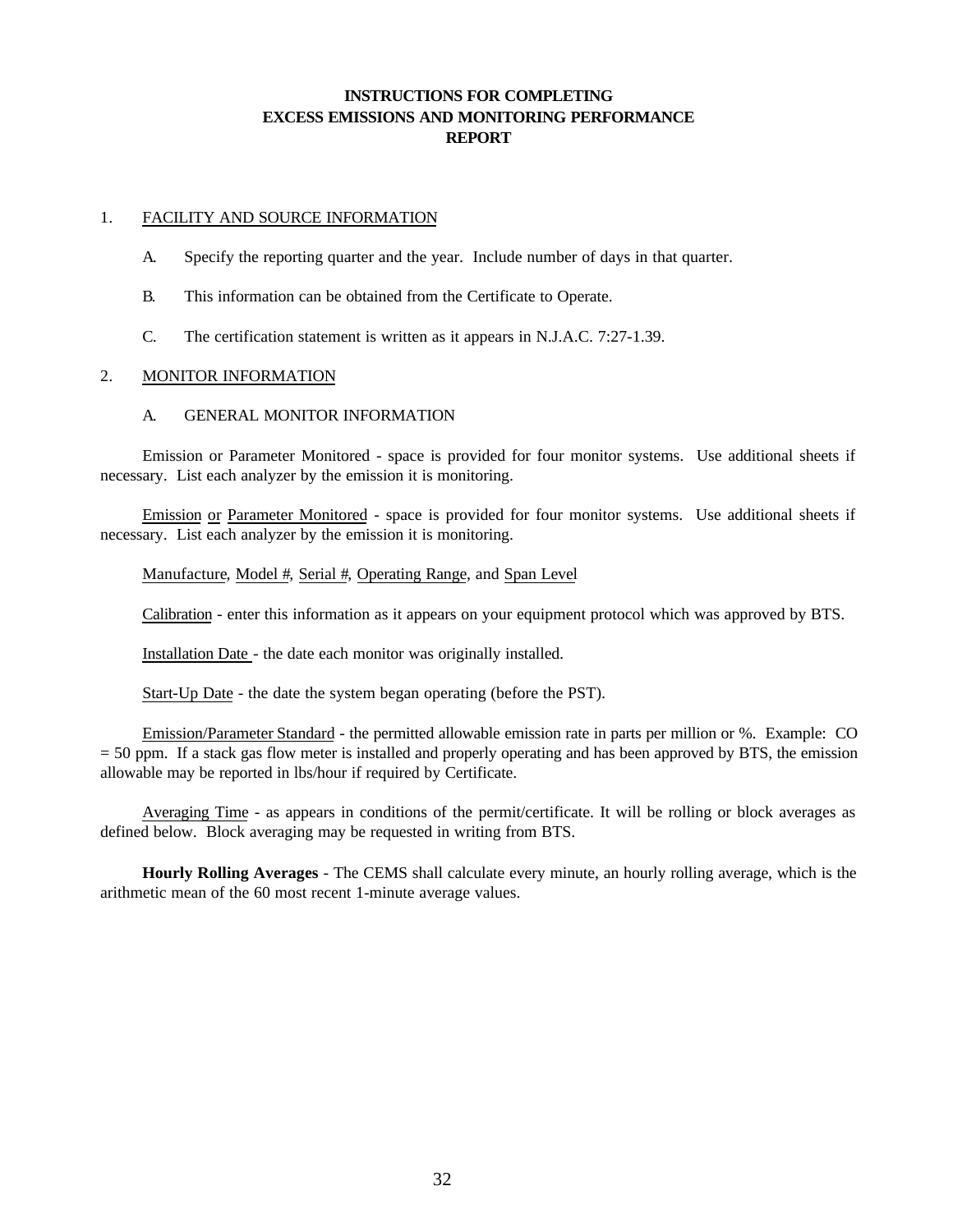# INSTRUCTIONS FOR COMPLETING EXCESS EMISSIONS AND MONITORING PERFORMANCE REPORT

## 1. FACILITY AND SOURCE INFORMATION

A. Specify the reporting quarter and the year. Include number of days in that quarter.

B. This information can be obtained from the Certificate to Operate.

C. The certification statement is written as it appears in N.J.A.C. 7:27-1.39.

## 2. MONITOR INFORMATION

### A. GENERAL MONITOR INFORMATION

Emission or Parameter Monitored - space is provided for four monitor systems. Use additional sheets if necessary. List each analyzer by the emission it is monitoring.

Emission or Parameter Monitored - space is provided for four monitor systems. Use additional sheets if necessary. List each analyzer by the emission it is monitoring.

Manufacture, Model #, Serial #, Operating Range, and Span Level

Calibration - enter this information as it appears on your equipment protocol which was approved by BTS.

Installation Date - the date each monitor was originally installed.

Start-Up Date - the date the system began operating (before the PST).

Emission/Parameter Standard - the permitted allowable emission rate in parts per million or %. Example: CO = 50 ppm. If a stack gas flow meter is installed and properly operating and has been approved by BTS, the emission allowable may be reported in lbs/hour if required by Certificate.

Averaging Time - as appears in conditions of the permit/certificate. It will be rolling or block averages as defined below. Block averaging may be requested in writing from BTS.

**Hourly Rolling Averages** - The CEMS shall calculate every minute, an hourly rolling average, which is the arithmetic mean of the 60 most recent 1-minute average values.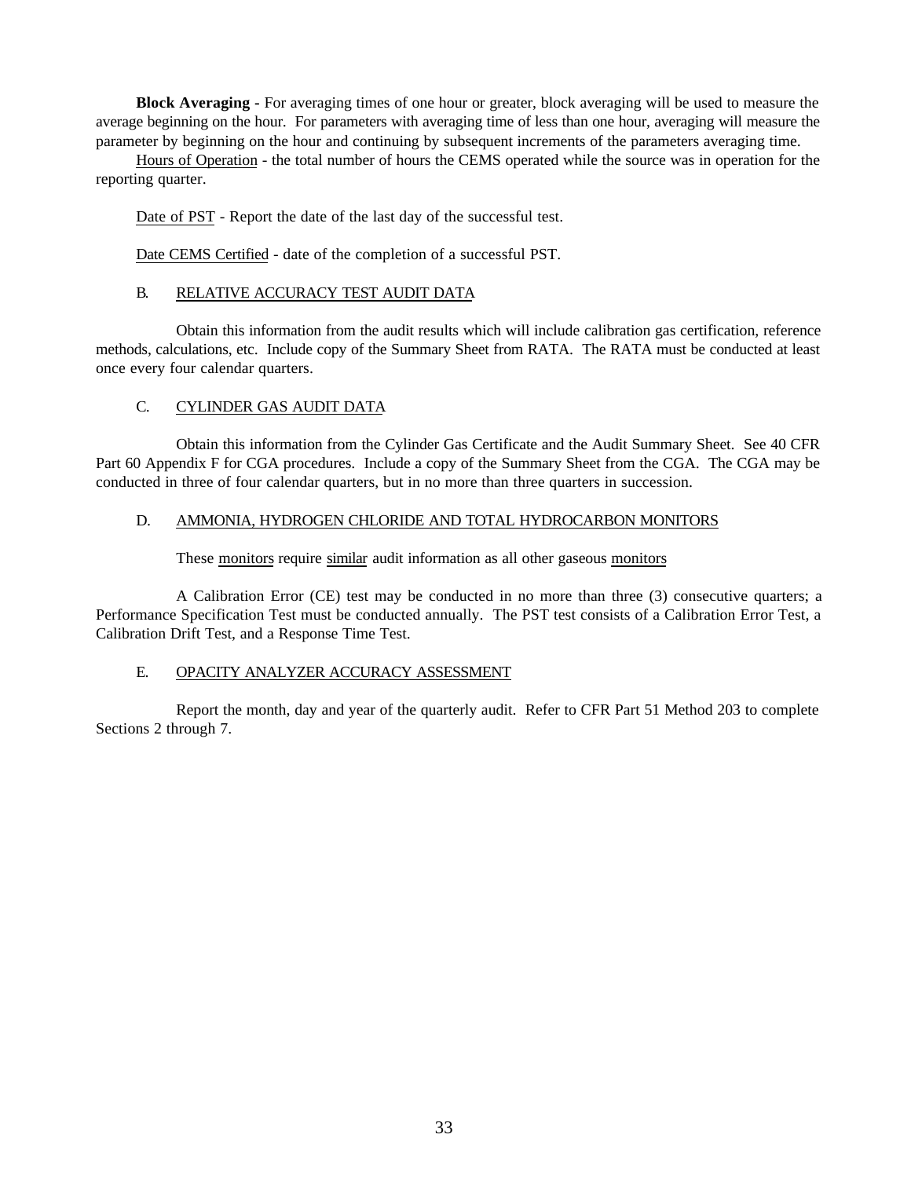**Block Averaging -** For averaging times of one hour or greater, block averaging will be used to measure the average beginning on the hour. For parameters with averaging time of less than one hour, averaging will measure the parameter by beginning on the hour and continuing by subsequent increments of the parameters averaging time.

Hours of Operation - the total number of hours the CEMS operated while the source was in operation for the reporting quarter.

Date of PST - Report the date of the last day of the successful test.

Date CEMS Certified - date of the completion of a successful PST.

B. RELATIVE ACCURACY TEST AUDIT DATA

Obtain this information from the audit results which will include calibration gas certification, reference methods, calculations, etc. Include copy of the Summary Sheet from RATA. The RATA must be conducted at least once every four calendar quarters.

C. CYLINDER GAS AUDIT DATA

Obtain this information from the Cylinder Gas Certificate and the Audit Summary Sheet. See 40 CFR Part 60 Appendix F for CGA procedures. Include a copy of the Summary Sheet from the CGA. The CGA may be conducted in three of four calendar quarters, but in no more than three quarters in succession.

D. AMMONIA, HYDROGEN CHLORIDE AND TOTAL HYDROCARBON MONITORS

These monitors require similar audit information as all other gaseous monitors

A Calibration Error (CE) test may be conducted in no more than three (3) consecutive quarters; a Performance Specification Test must be conducted annually. The PST test consists of a Calibration Error Test, a Calibration Drift Test, and a Response Time Test.

E. OPACITY ANALYZER ACCURACY ASSESSMENT

Report the month, day and year of the quarterly audit. Refer to CFR Part 51 Method 203 to complete Sections 2 through 7.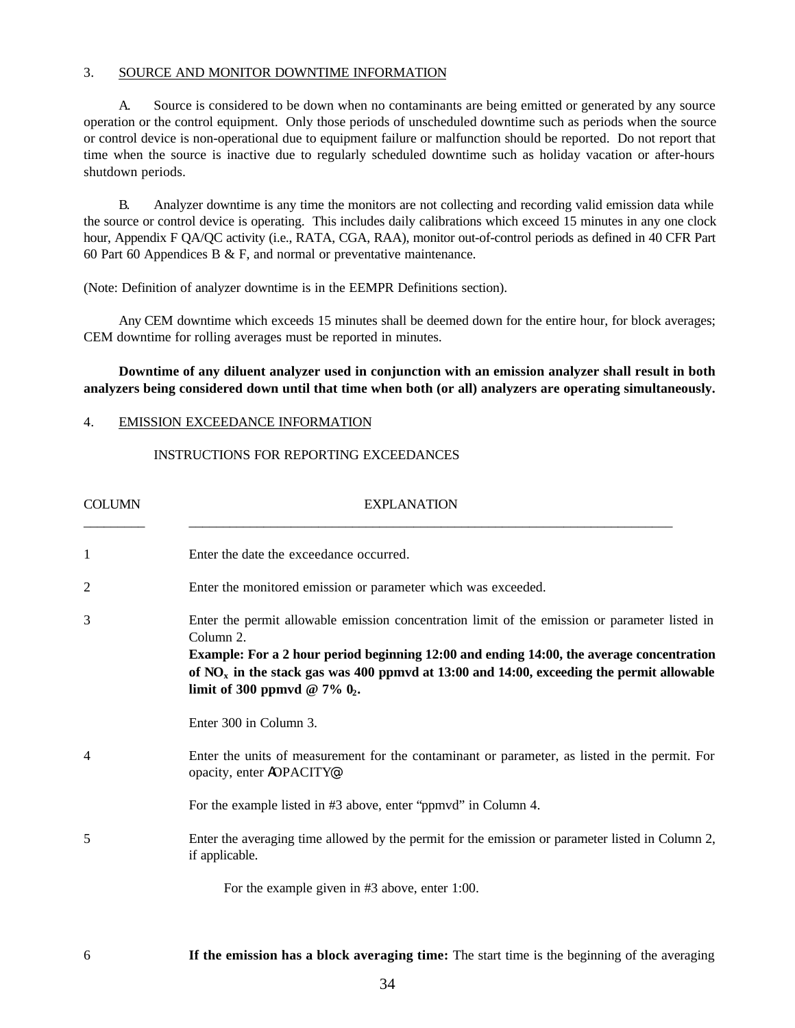3. SOURCE AND MONITOR DOWNTIME INFORMATION

A. Source is considered to be down when no contaminants are being emitted or generated by any source operation or the control equipment. Only those periods of unscheduled downtime such as periods when the source or control device is non-operational due to equipment failure or malfunction should be reported. Do not report that time when the source is inactive due to regularly scheduled downtime such as holiday vacation or after-hours shutdown periods.

B. Analyzer downtime is any time the monitors are not collecting and recording valid emission data while the source or control device is operating. This includes daily calibrations which exceed 15 minutes in any one clock hour, Appendix F QA/QC activity (i.e., RATA, CGA, RAA), monitor out-of-control periods as defined in 40 CFR Part 60 Part 60 Appendices B & F, and normal or preventative maintenance.

(Note: Definition of analyzer downtime is in the EEMPR Definitions section).

Any CEM downtime which exceeds 15 minutes shall be deemed down for the entire hour, for block averages; CEM downtime for rolling averages must be reported in minutes.

**Downtime of any diluent analyzer used in conjunction with an emission analyzer shall result in both analyzers being considered down until that time when both (or all) analyzers are operating simultaneously.**

4. EMISSION EXCEEDANCE INFORMATION

INSTRUCTIONS FOR REPORTING EXCEEDANCES

| COLUMN | EXPLANATION |
|---|---|
| 1 | Enter the date the exceedance occurred. |
| 2 | Enter the monitored emission or parameter which was exceeded. |
| 3 | Enter the permit allowable emission concentration limit of the emission or parameter listed in Column 2. **Example: For a 2 hour period beginning 12:00 and ending 14:00, the average concentration of $NO_x$ in the stack gas was 400 ppmvd at 13:00 and 14:00, exceeding the permit allowable limit of 300 ppmvd @ 7% $0_2$.** Enter 300 in Column 3. |
| 4 | Enter the units of measurement for the contaminant or parameter, as listed in the permit. For opacity, enter AOPACITY@ For the example listed in #3 above, enter "ppmvd" in Column 4. |
| 5 | Enter the averaging time allowed by the permit for the emission or parameter listed in Column 2, if applicable. For the example given in #3 above, enter 1:00. |
| 6 | **If the emission has a block averaging time:** The start time is the beginning of the averaging |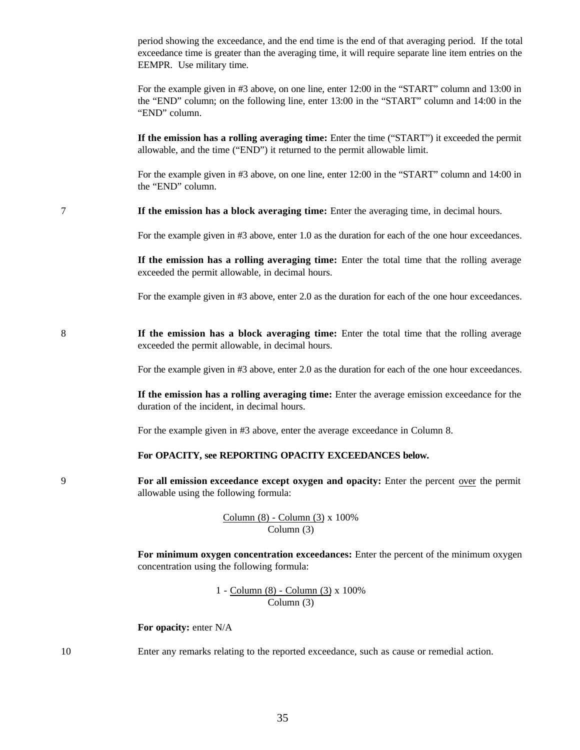period showing the exceedance, and the end time is the end of that averaging period. If the total exceedance time is greater than the averaging time, it will require separate line item entries on the EEMPR. Use military time.

For the example given in #3 above, on one line, enter 12:00 in the "START" column and 13:00 in the "END" column; on the following line, enter 13:00 in the "START" column and 14:00 in the "END" column.

**If the emission has a rolling averaging time:** Enter the time ("START") it exceeded the permit allowable, and the time ("END") it returned to the permit allowable limit.

For the example given in #3 above, on one line, enter 12:00 in the "START" column and 14:00 in the "END" column.

7 **If the emission has a block averaging time:** Enter the averaging time, in decimal hours.

For the example given in #3 above, enter 1.0 as the duration for each of the one hour exceedances.

**If the emission has a rolling averaging time:** Enter the total time that the rolling average exceeded the permit allowable, in decimal hours.

For the example given in #3 above, enter 2.0 as the duration for each of the one hour exceedances.

8 **If the emission has a block averaging time:** Enter the total time that the rolling average exceeded the permit allowable, in decimal hours.

For the example given in #3 above, enter 2.0 as the duration for each of the one hour exceedances.

**If the emission has a rolling averaging time:** Enter the average emission exceedance for the duration of the incident, in decimal hours.

For the example given in #3 above, enter the average exceedance in Column 8.

**For OPACITY, see REPORTING OPACITY EXCEEDANCES below.**

9 **For all emission exceedance except oxygen and opacity:** Enter the percent <u>over</u> the permit allowable using the following formula:

$$\frac{\text{Column (8) - Column (3)}}{\text{Column (3)}} \times 100\%$$

**For minimum oxygen concentration exceedances:** Enter the percent of the minimum oxygen concentration using the following formula:

$$1 - \frac{\text{Column (8) - Column (3)}}{\text{Column (3)}} \times 100\%$$

**For opacity:** enter N/A

10 Enter any remarks relating to the reported exceedance, such as cause or remedial action.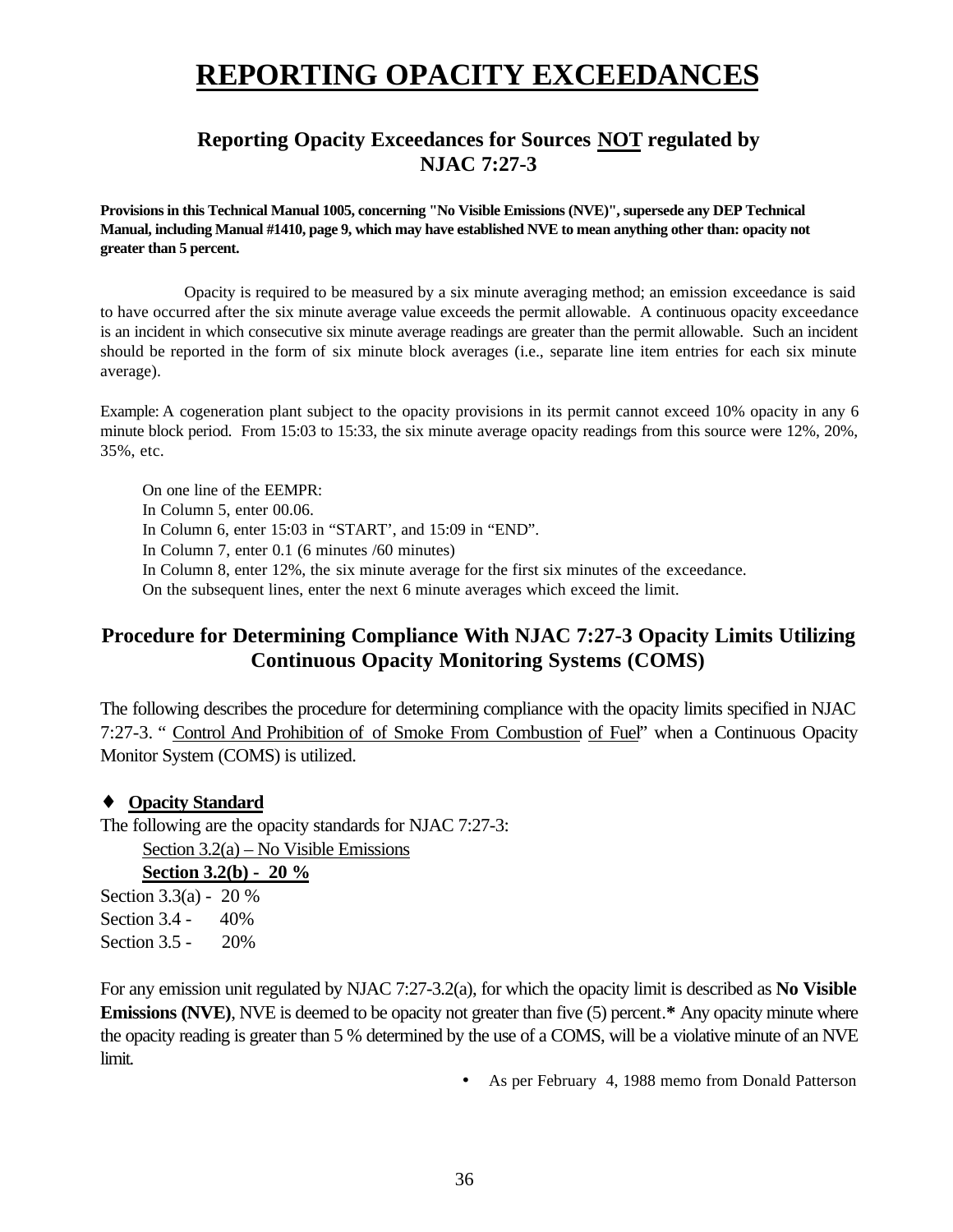# REPORTING OPACITY EXCEEDANCES

### Reporting Opacity Exceedances for Sources NOT regulated by NJAC 7:27-3

**Provisions in this Technical Manual 1005, concerning "No Visible Emissions (NVE)", supersede any DEP Technical Manual, including Manual #1410, page 9, which may have established NVE to mean anything other than: opacity not greater than 5 percent.**

Opacity is required to be measured by a six minute averaging method; an emission exceedance is said to have occurred after the six minute average value exceeds the permit allowable. A continuous opacity exceedance is an incident in which consecutive six minute average readings are greater than the permit allowable. Such an incident should be reported in the form of six minute block averages (i.e., separate line item entries for each six minute average).

Example: A cogeneration plant subject to the opacity provisions in its permit cannot exceed 10% opacity in any 6 minute block period. From 15:03 to 15:33, the six minute average opacity readings from this source were 12%, 20%, 35%, etc.

On one line of the EEMPR:
In Column 5, enter 00.06.
In Column 6, enter 15:03 in "START', and 15:09 in "END".
In Column 7, enter 0.1 (6 minutes /60 minutes)
In Column 8, enter 12%, the six minute average for the first six minutes of the exceedance.
On the subsequent lines, enter the next 6 minute averages which exceed the limit.

## Procedure for Determining Compliance With NJAC 7:27-3 Opacity Limits Utilizing Continuous Opacity Monitoring Systems (COMS)

The following describes the procedure for determining compliance with the opacity limits specified in NJAC 7:27-3. " Control And Prohibition of of Smoke From Combustion of Fuel" when a Continuous Opacity Monitor System (COMS) is utilized.

♦ **Opacity Standard**

The following are the opacity standards for NJAC 7:27-3:

Section 3.2(a) – No Visible Emissions
**Section 3.2(b) - 20 %**
Section 3.3(a) - 20 %
Section 3.4 - 40%
Section 3.5 - 20%

For any emission unit regulated by NJAC 7:27-3.2(a), for which the opacity limit is described as **No Visible Emissions (NVE)**, NVE is deemed to be opacity not greater than five (5) percent.* Any opacity minute where the opacity reading is greater than 5 % determined by the use of a COMS, will be a violative minute of an NVE limit.

- As per February 4, 1988 memo from Donald Patterson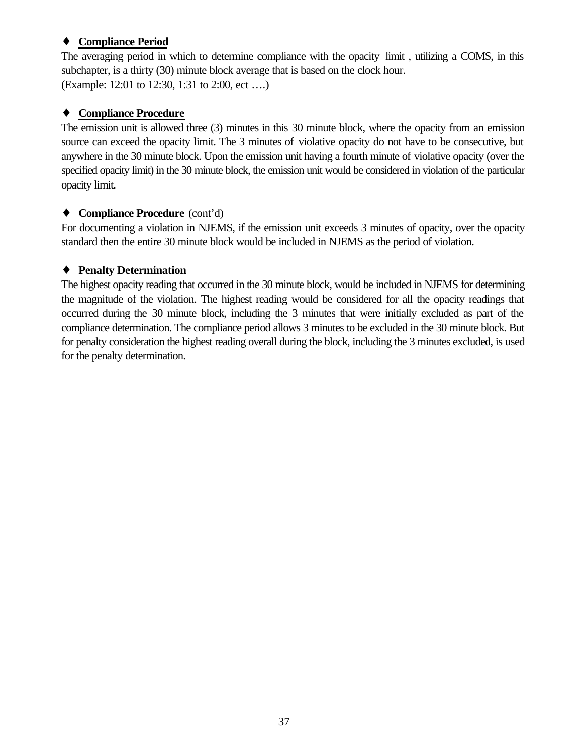♦ **<u>Compliance Period</u>**

The averaging period in which to determine compliance with the opacity limit , utilizing a COMS, in this subchapter, is a thirty (30) minute block average that is based on the clock hour.
(Example: 12:01 to 12:30, 1:31 to 2:00, ect ….)

♦ **<u>Compliance Procedure</u>**

The emission unit is allowed three (3) minutes in this 30 minute block, where the opacity from an emission source can exceed the opacity limit. The 3 minutes of violative opacity do not have to be consecutive, but anywhere in the 30 minute block. Upon the emission unit having a fourth minute of violative opacity (over the specified opacity limit) in the 30 minute block, the emission unit would be considered in violation of the particular opacity limit.

♦ **Compliance Procedure** (cont'd)

For documenting a violation in NJEMS, if the emission unit exceeds 3 minutes of opacity, over the opacity standard then the entire 30 minute block would be included in NJEMS as the period of violation.

♦ **Penalty Determination**

The highest opacity reading that occurred in the 30 minute block, would be included in NJEMS for determining the magnitude of the violation. The highest reading would be considered for all the opacity readings that occurred during the 30 minute block, including the 3 minutes that were initially excluded as part of the compliance determination. The compliance period allows 3 minutes to be excluded in the 30 minute block. But for penalty consideration the highest reading overall during the block, including the 3 minutes excluded, is used for the penalty determination.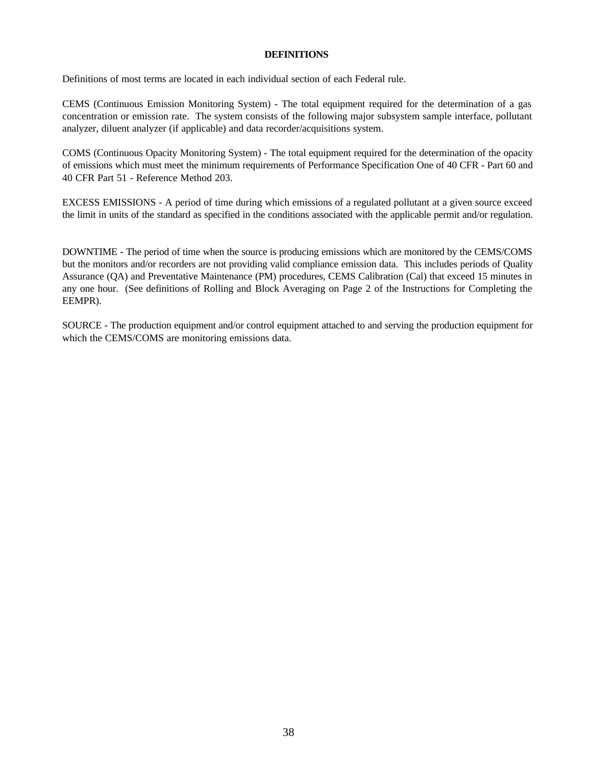# DEFINITIONS

Definitions of most terms are located in each individual section of each Federal rule.

CEMS (Continuous Emission Monitoring System) - The total equipment required for the determination of a gas concentration or emission rate. The system consists of the following major subsystem sample interface, pollutant analyzer, diluent analyzer (if applicable) and data recorder/acquisitions system.

COMS (Continuous Opacity Monitoring System) - The total equipment required for the determination of the opacity of emissions which must meet the minimum requirements of Performance Specification One of 40 CFR - Part 60 and 40 CFR Part 51 - Reference Method 203.

EXCESS EMISSIONS - A period of time during which emissions of a regulated pollutant at a given source exceed the limit in units of the standard as specified in the conditions associated with the applicable permit and/or regulation.

DOWNTIME - The period of time when the source is producing emissions which are monitored by the CEMS/COMS but the monitors and/or recorders are not providing valid compliance emission data. This includes periods of Quality Assurance (QA) and Preventative Maintenance (PM) procedures, CEMS Calibration (Cal) that exceed 15 minutes in any one hour. (See definitions of Rolling and Block Averaging on Page 2 of the Instructions for Completing the EEMPR).

SOURCE - The production equipment and/or control equipment attached to and serving the production equipment for which the CEMS/COMS are monitoring emissions data.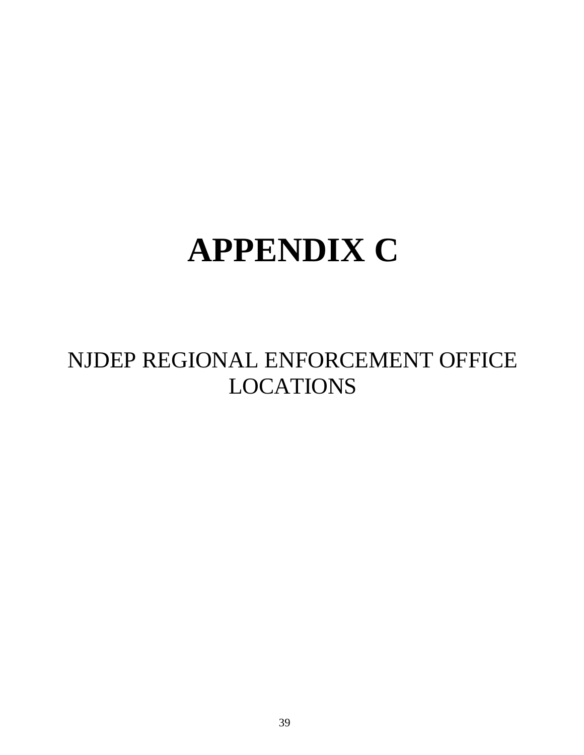# APPENDIX C

NJDEP REGIONAL ENFORCEMENT OFFICE LOCATIONS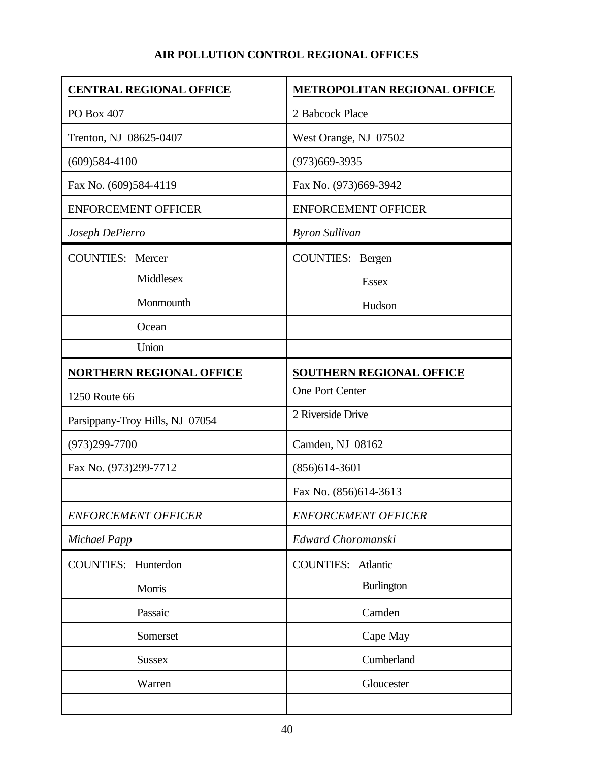# AIR POLLUTION CONTROL REGIONAL OFFICES

| **CENTRAL REGIONAL OFFICE** | **METROPOLITAN REGIONAL OFFICE** |
|---|---|
| PO Box 407 | 2 Babcock Place |
| Trenton, NJ 08625-0407 | West Orange, NJ 07502 |
| (609)584-4100 | (973)669-3935 |
| Fax No. (609)584-4119 | Fax No. (973)669-3942 |
| ENFORCEMENT OFFICER | ENFORCEMENT OFFICER |
| *Joseph DePierro* | *Byron Sullivan* |
| COUNTIES: Mercer | COUNTIES: Bergen |
| Middlesex | Essex |
| Monmounth | Hudson |
| Ocean | |
| Union | |
| **NORTHERN REGIONAL OFFICE** | **SOUTHERN REGIONAL OFFICE** |
| 1250 Route 66 | One Port Center |
| Parsippany-Troy Hills, NJ 07054 | 2 Riverside Drive |
| (973)299-7700 | Camden, NJ 08162 |
| Fax No. (973)299-7712 | (856)614-3601 |
| | Fax No. (856)614-3613 |
| *ENFORCEMENT OFFICER* | *ENFORCEMENT OFFICER* |
| *Michael Papp* | *Edward Choromanski* |
| COUNTIES: Hunterdon | COUNTIES: Atlantic |
| Morris | Burlington |
| Passaic | Camden |
| Somerset | Cape May |
| Sussex | Cumberland |
| Warren | Gloucester |
| | |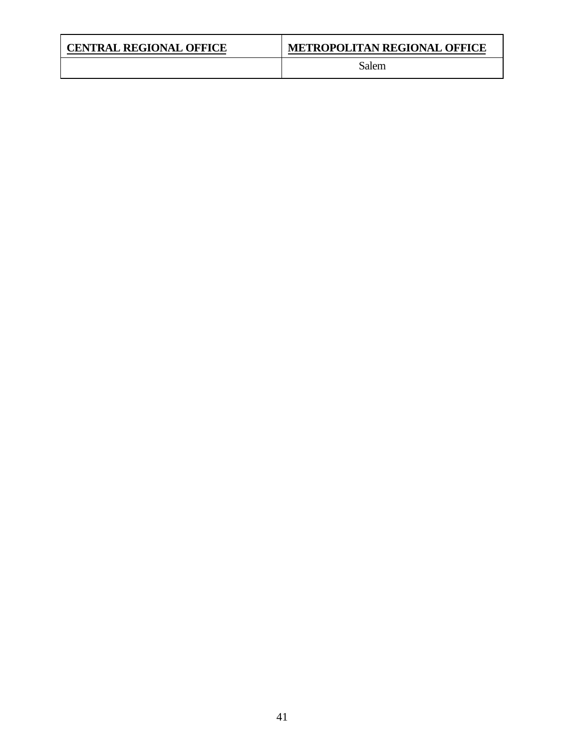| **CENTRAL REGIONAL OFFICE** | **METROPOLITAN REGIONAL OFFICE** |
|---|---|
| | Salem |